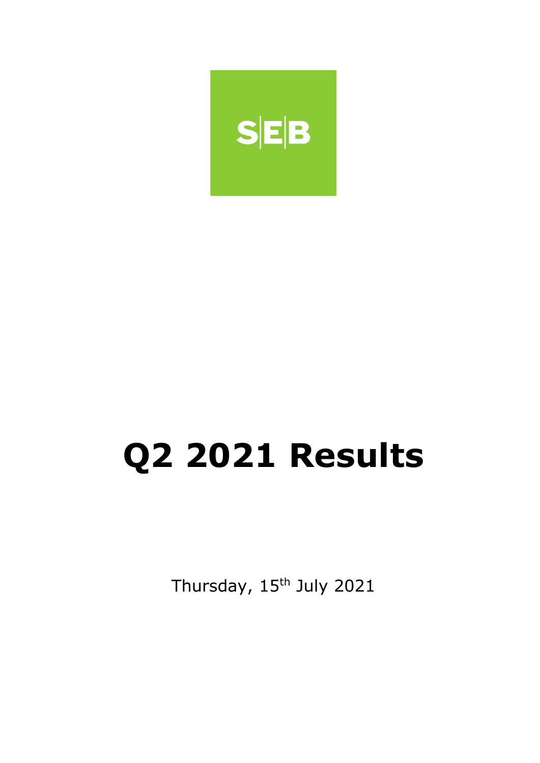S|E|B

# Q2 2021 Results

Thursday, 15th July 2021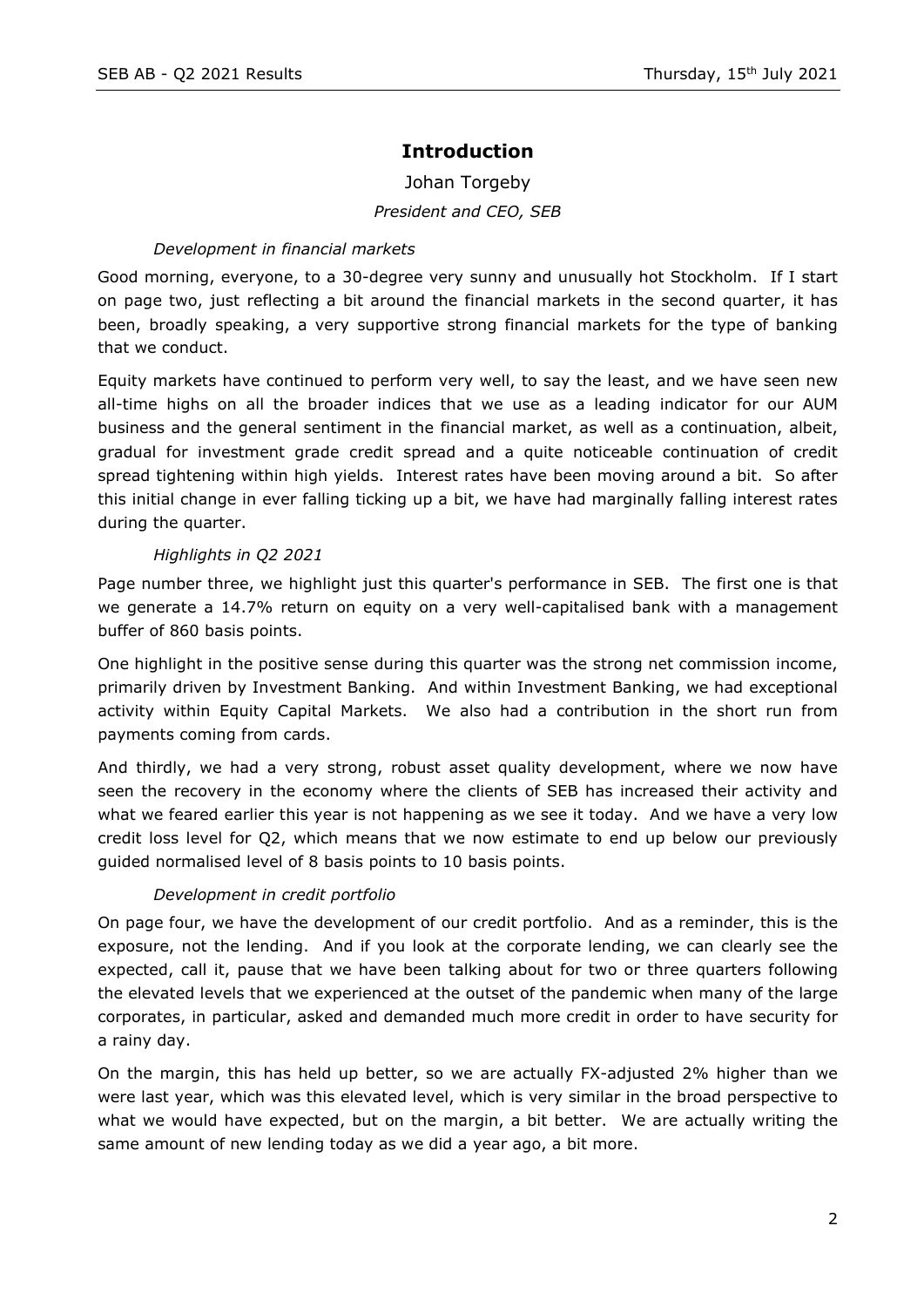## Introduction

Johan Torgeby

*President and CEO, SEB*

### *Development in financial markets*

Good morning, everyone, to a 30-degree very sunny and unusually hot Stockholm. If I start on page two, just reflecting a bit around the financial markets in the second quarter, it has been, broadly speaking, a very supportive strong financial markets for the type of banking that we conduct.

Equity markets have continued to perform very well, to say the least, and we have seen new all-time highs on all the broader indices that we use as a leading indicator for our AUM business and the general sentiment in the financial market, as well as a continuation, albeit, gradual for investment grade credit spread and a quite noticeable continuation of credit spread tightening within high yields. Interest rates have been moving around a bit. So after this initial change in ever falling ticking up a bit, we have had marginally falling interest rates during the quarter.

### *Highlights in Q2 2021*

Page number three, we highlight just this quarter's performance in SEB. The first one is that we generate a 14.7% return on equity on a very well-capitalised bank with a management buffer of 860 basis points.

One highlight in the positive sense during this quarter was the strong net commission income, primarily driven by Investment Banking. And within Investment Banking, we had exceptional activity within Equity Capital Markets. We also had a contribution in the short run from payments coming from cards.

And thirdly, we had a very strong, robust asset quality development, where we now have seen the recovery in the economy where the clients of SEB has increased their activity and what we feared earlier this year is not happening as we see it today. And we have a very low credit loss level for Q2, which means that we now estimate to end up below our previously guided normalised level of 8 basis points to 10 basis points.

### *Development in credit portfolio*

On page four, we have the development of our credit portfolio. And as a reminder, this is the exposure, not the lending. And if you look at the corporate lending, we can clearly see the expected, call it, pause that we have been talking about for two or three quarters following the elevated levels that we experienced at the outset of the pandemic when many of the large corporates, in particular, asked and demanded much more credit in order to have security for a rainy day.

On the margin, this has held up better, so we are actually FX-adjusted 2% higher than we were last year, which was this elevated level, which is very similar in the broad perspective to what we would have expected, but on the margin, a bit better. We are actually writing the same amount of new lending today as we did a year ago, a bit more.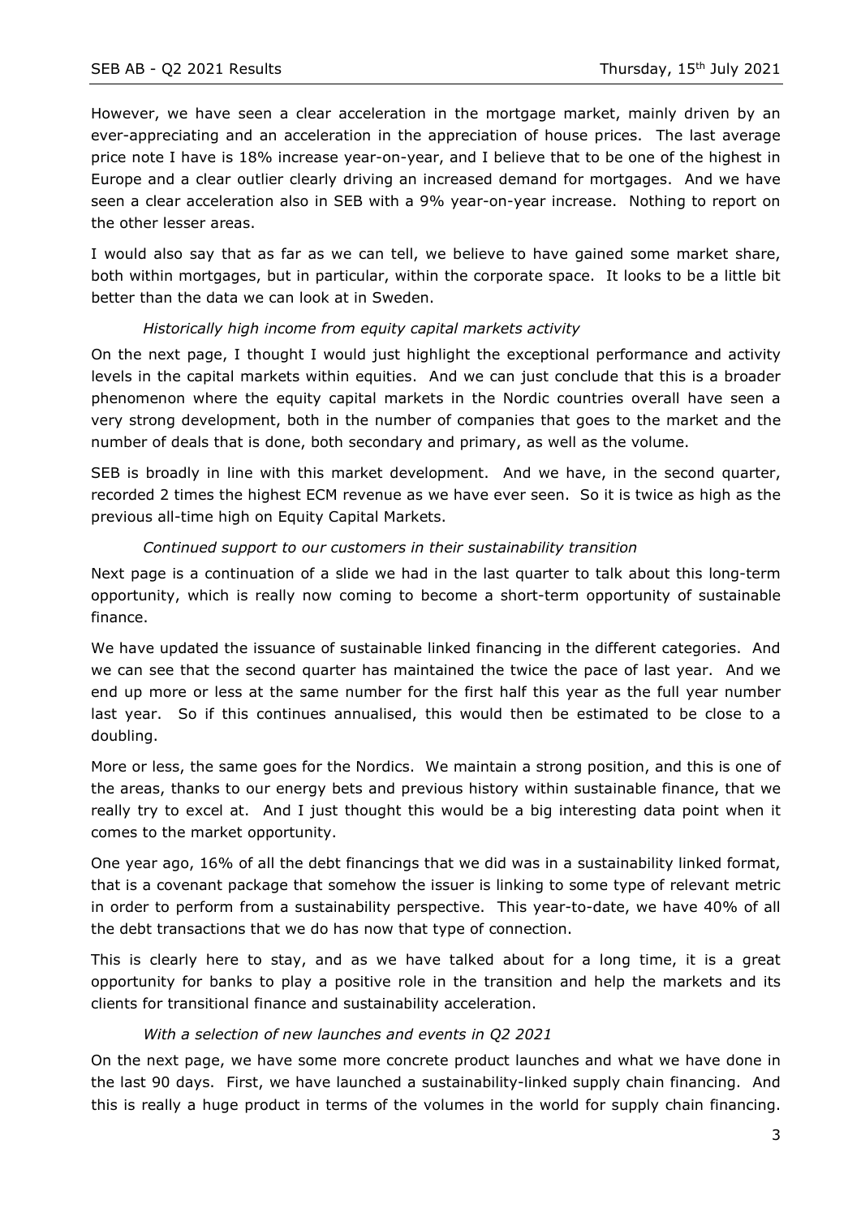However, we have seen a clear acceleration in the mortgage market, mainly driven by an ever-appreciating and an acceleration in the appreciation of house prices. The last average price note I have is 18% increase year-on-year, and I believe that to be one of the highest in Europe and a clear outlier clearly driving an increased demand for mortgages. And we have seen a clear acceleration also in SEB with a 9% year-on-year increase. Nothing to report on the other lesser areas.

I would also say that as far as we can tell, we believe to have gained some market share, both within mortgages, but in particular, within the corporate space. It looks to be a little bit better than the data we can look at in Sweden.

### *Historically high income from equity capital markets activity*

On the next page, I thought I would just highlight the exceptional performance and activity levels in the capital markets within equities. And we can just conclude that this is a broader phenomenon where the equity capital markets in the Nordic countries overall have seen a very strong development, both in the number of companies that goes to the market and the number of deals that is done, both secondary and primary, as well as the volume.

SEB is broadly in line with this market development. And we have, in the second quarter, recorded 2 times the highest ECM revenue as we have ever seen. So it is twice as high as the previous all-time high on Equity Capital Markets.

### *Continued support to our customers in their sustainability transition*

Next page is a continuation of a slide we had in the last quarter to talk about this long-term opportunity, which is really now coming to become a short-term opportunity of sustainable finance.

We have updated the issuance of sustainable linked financing in the different categories. And we can see that the second quarter has maintained the twice the pace of last year. And we end up more or less at the same number for the first half this year as the full year number last year. So if this continues annualised, this would then be estimated to be close to a doubling.

More or less, the same goes for the Nordics. We maintain a strong position, and this is one of the areas, thanks to our energy bets and previous history within sustainable finance, that we really try to excel at. And I just thought this would be a big interesting data point when it comes to the market opportunity.

One year ago, 16% of all the debt financings that we did was in a sustainability linked format, that is a covenant package that somehow the issuer is linking to some type of relevant metric in order to perform from a sustainability perspective. This year-to-date, we have 40% of all the debt transactions that we do has now that type of connection.

This is clearly here to stay, and as we have talked about for a long time, it is a great opportunity for banks to play a positive role in the transition and help the markets and its clients for transitional finance and sustainability acceleration.

### *With a selection of new launches and events in Q2 2021*

On the next page, we have some more concrete product launches and what we have done in the last 90 days. First, we have launched a sustainability-linked supply chain financing. And this is really a huge product in terms of the volumes in the world for supply chain financing.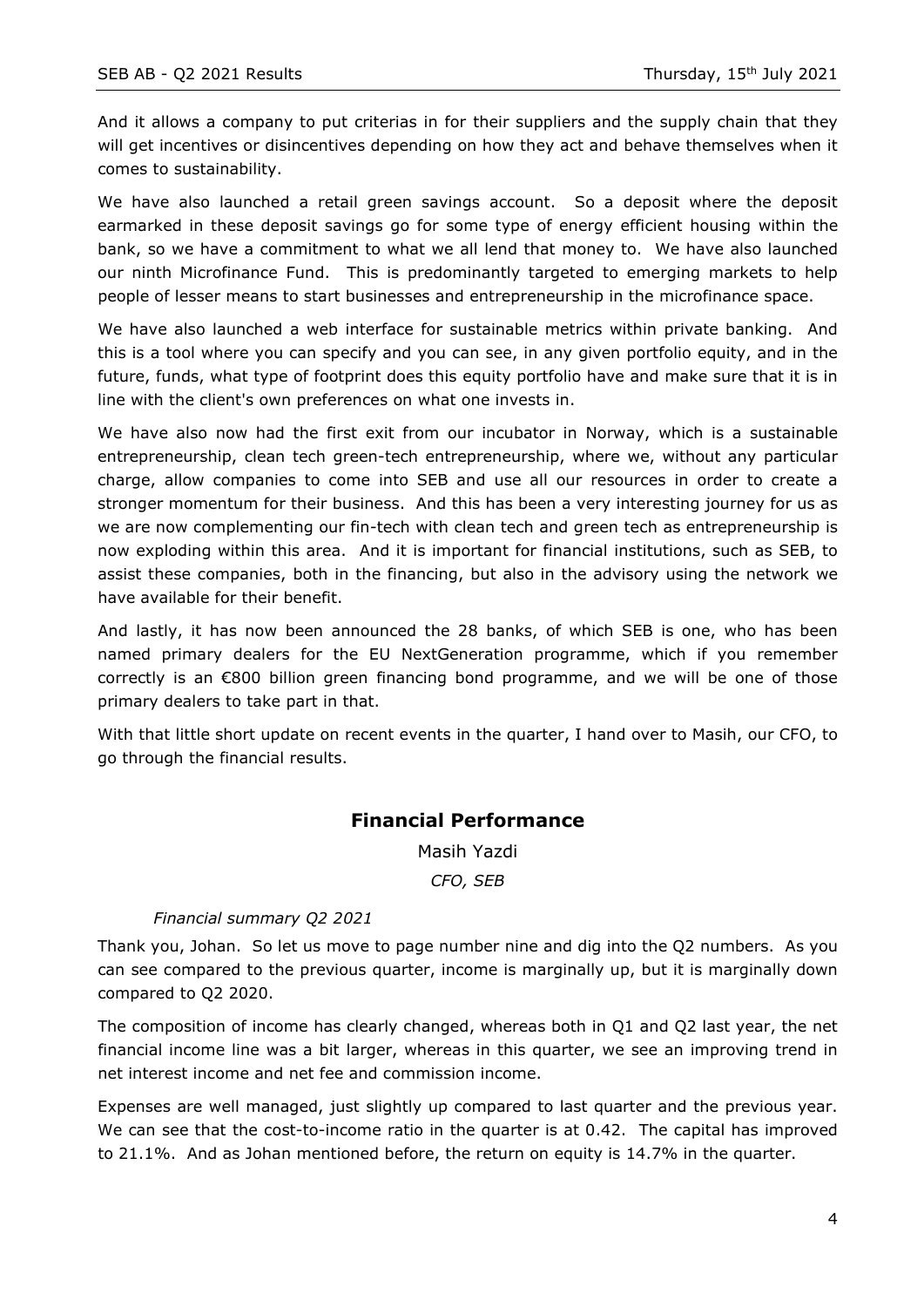And it allows a company to put criterias in for their suppliers and the supply chain that they will get incentives or disincentives depending on how they act and behave themselves when it comes to sustainability.

We have also launched a retail green savings account. So a deposit where the deposit earmarked in these deposit savings go for some type of energy efficient housing within the bank, so we have a commitment to what we all lend that money to. We have also launched our ninth Microfinance Fund. This is predominantly targeted to emerging markets to help people of lesser means to start businesses and entrepreneurship in the microfinance space.

We have also launched a web interface for sustainable metrics within private banking. And this is a tool where you can specify and you can see, in any given portfolio equity, and in the future, funds, what type of footprint does this equity portfolio have and make sure that it is in line with the client's own preferences on what one invests in.

We have also now had the first exit from our incubator in Norway, which is a sustainable entrepreneurship, clean tech green-tech entrepreneurship, where we, without any particular charge, allow companies to come into SEB and use all our resources in order to create a stronger momentum for their business. And this has been a very interesting journey for us as we are now complementing our fin-tech with clean tech and green tech as entrepreneurship is now exploding within this area. And it is important for financial institutions, such as SEB, to assist these companies, both in the financing, but also in the advisory using the network we have available for their benefit.

And lastly, it has now been announced the 28 banks, of which SEB is one, who has been named primary dealers for the EU NextGeneration programme, which if you remember correctly is an €800 billion green financing bond programme, and we will be one of those primary dealers to take part in that.

With that little short update on recent events in the quarter, I hand over to Masih, our CFO, to go through the financial results.

## Financial Performance

Masih Yazdi

*CFO, SEB*

*Financial summary Q2 2021*

Thank you, Johan. So let us move to page number nine and dig into the Q2 numbers. As you can see compared to the previous quarter, income is marginally up, but it is marginally down compared to Q2 2020.

The composition of income has clearly changed, whereas both in Q1 and Q2 last year, the net financial income line was a bit larger, whereas in this quarter, we see an improving trend in net interest income and net fee and commission income.

Expenses are well managed, just slightly up compared to last quarter and the previous year. We can see that the cost-to-income ratio in the quarter is at 0.42. The capital has improved to 21.1%. And as Johan mentioned before, the return on equity is 14.7% in the quarter.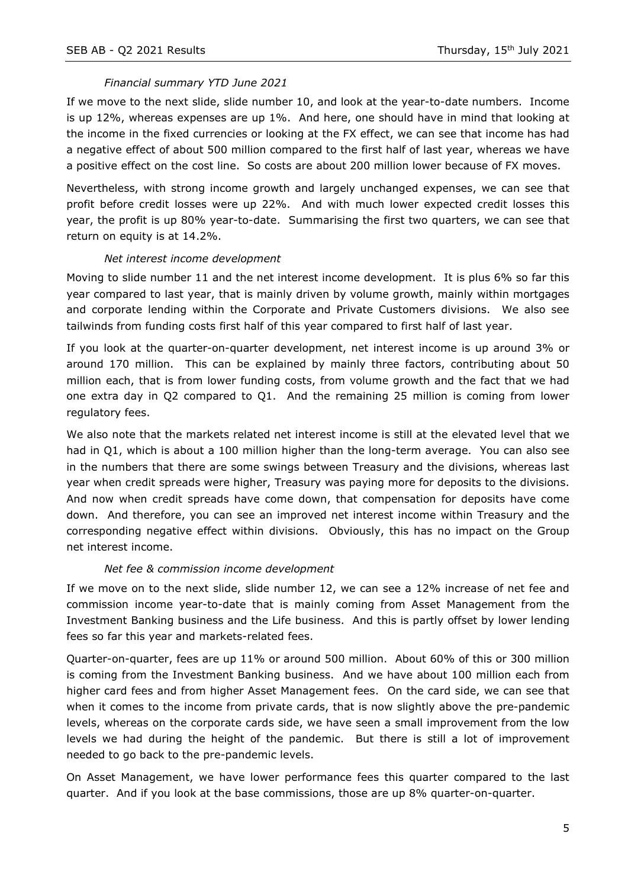*Financial summary YTD June 2021*

If we move to the next slide, slide number 10, and look at the year-to-date numbers. Income is up 12%, whereas expenses are up 1%. And here, one should have in mind that looking at the income in the fixed currencies or looking at the FX effect, we can see that income has had a negative effect of about 500 million compared to the first half of last year, whereas we have a positive effect on the cost line. So costs are about 200 million lower because of FX moves.

Nevertheless, with strong income growth and largely unchanged expenses, we can see that profit before credit losses were up 22%. And with much lower expected credit losses this year, the profit is up 80% year-to-date. Summarising the first two quarters, we can see that return on equity is at 14.2%.

*Net interest income development*

Moving to slide number 11 and the net interest income development. It is plus 6% so far this year compared to last year, that is mainly driven by volume growth, mainly within mortgages and corporate lending within the Corporate and Private Customers divisions. We also see tailwinds from funding costs first half of this year compared to first half of last year.

If you look at the quarter-on-quarter development, net interest income is up around 3% or around 170 million. This can be explained by mainly three factors, contributing about 50 million each, that is from lower funding costs, from volume growth and the fact that we had one extra day in Q2 compared to Q1. And the remaining 25 million is coming from lower regulatory fees.

We also note that the markets related net interest income is still at the elevated level that we had in Q1, which is about a 100 million higher than the long-term average. You can also see in the numbers that there are some swings between Treasury and the divisions, whereas last year when credit spreads were higher, Treasury was paying more for deposits to the divisions. And now when credit spreads have come down, that compensation for deposits have come down. And therefore, you can see an improved net interest income within Treasury and the corresponding negative effect within divisions. Obviously, this has no impact on the Group net interest income.

*Net fee & commission income development*

If we move on to the next slide, slide number 12, we can see a 12% increase of net fee and commission income year-to-date that is mainly coming from Asset Management from the Investment Banking business and the Life business. And this is partly offset by lower lending fees so far this year and markets-related fees.

Quarter-on-quarter, fees are up 11% or around 500 million. About 60% of this or 300 million is coming from the Investment Banking business. And we have about 100 million each from higher card fees and from higher Asset Management fees. On the card side, we can see that when it comes to the income from private cards, that is now slightly above the pre-pandemic levels, whereas on the corporate cards side, we have seen a small improvement from the low levels we had during the height of the pandemic. But there is still a lot of improvement needed to go back to the pre-pandemic levels.

On Asset Management, we have lower performance fees this quarter compared to the last quarter. And if you look at the base commissions, those are up 8% quarter-on-quarter.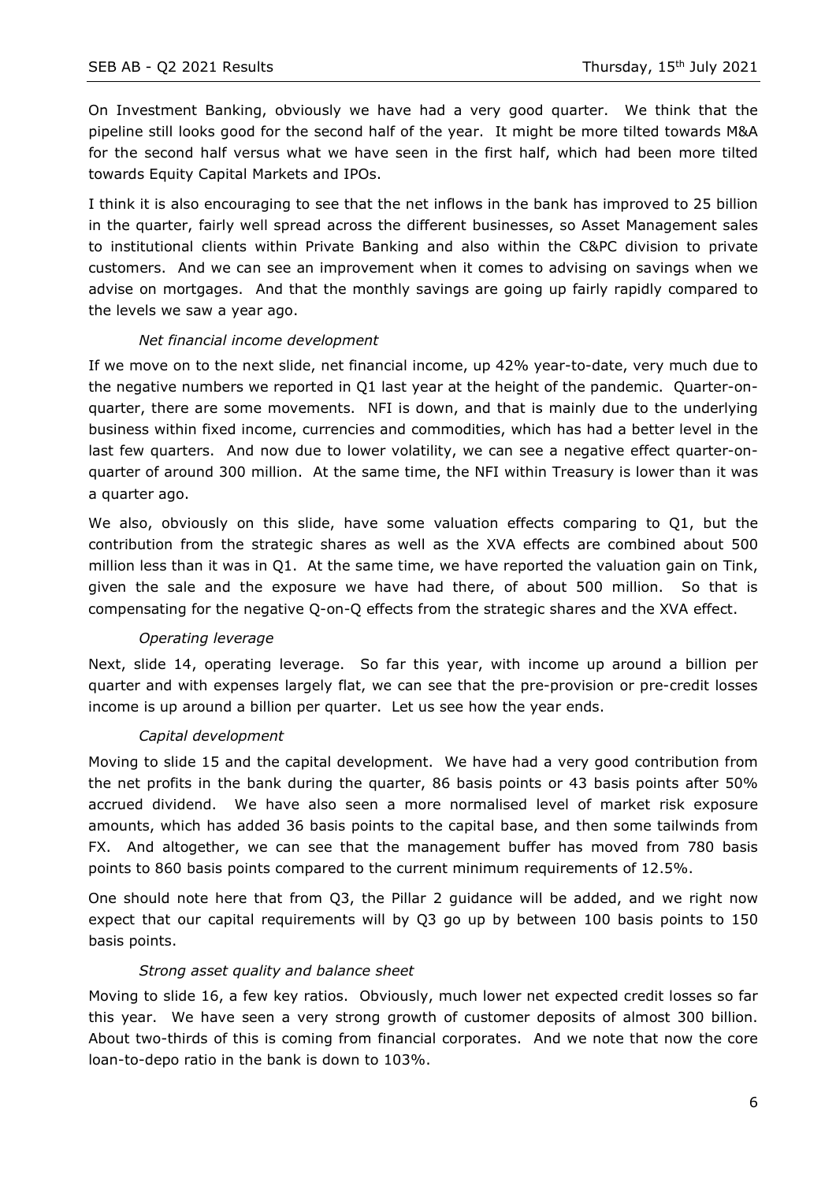On Investment Banking, obviously we have had a very good quarter. We think that the pipeline still looks good for the second half of the year. It might be more tilted towards M&A for the second half versus what we have seen in the first half, which had been more tilted towards Equity Capital Markets and IPOs.

I think it is also encouraging to see that the net inflows in the bank has improved to 25 billion in the quarter, fairly well spread across the different businesses, so Asset Management sales to institutional clients within Private Banking and also within the C&PC division to private customers. And we can see an improvement when it comes to advising on savings when we advise on mortgages. And that the monthly savings are going up fairly rapidly compared to the levels we saw a year ago.

*Net financial income development*

If we move on to the next slide, net financial income, up 42% year-to-date, very much due to the negative numbers we reported in Q1 last year at the height of the pandemic. Quarter-on-quarter, there are some movements. NFI is down, and that is mainly due to the underlying business within fixed income, currencies and commodities, which has had a better level in the last few quarters. And now due to lower volatility, we can see a negative effect quarter-on-quarter of around 300 million. At the same time, the NFI within Treasury is lower than it was a quarter ago.

We also, obviously on this slide, have some valuation effects comparing to Q1, but the contribution from the strategic shares as well as the XVA effects are combined about 500 million less than it was in Q1. At the same time, we have reported the valuation gain on Tink, given the sale and the exposure we have had there, of about 500 million. So that is compensating for the negative Q-on-Q effects from the strategic shares and the XVA effect.

*Operating leverage*

Next, slide 14, operating leverage. So far this year, with income up around a billion per quarter and with expenses largely flat, we can see that the pre-provision or pre-credit losses income is up around a billion per quarter. Let us see how the year ends.

*Capital development*

Moving to slide 15 and the capital development. We have had a very good contribution from the net profits in the bank during the quarter, 86 basis points or 43 basis points after 50% accrued dividend. We have also seen a more normalised level of market risk exposure amounts, which has added 36 basis points to the capital base, and then some tailwinds from FX. And altogether, we can see that the management buffer has moved from 780 basis points to 860 basis points compared to the current minimum requirements of 12.5%.

One should note here that from Q3, the Pillar 2 guidance will be added, and we right now expect that our capital requirements will by Q3 go up by between 100 basis points to 150 basis points.

*Strong asset quality and balance sheet*

Moving to slide 16, a few key ratios. Obviously, much lower net expected credit losses so far this year. We have seen a very strong growth of customer deposits of almost 300 billion. About two-thirds of this is coming from financial corporates. And we note that now the core loan-to-depo ratio in the bank is down to 103%.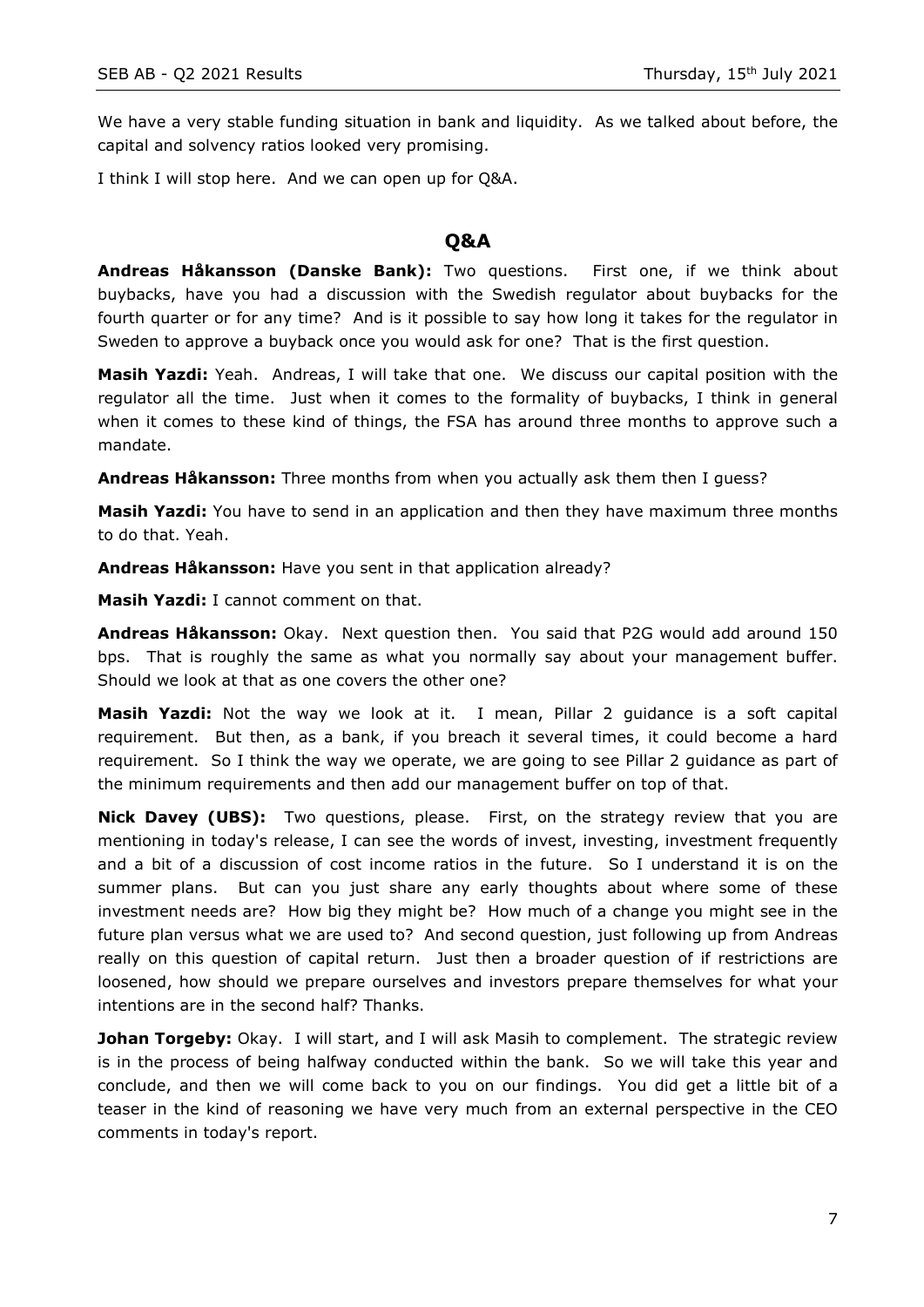We have a very stable funding situation in bank and liquidity. As we talked about before, the capital and solvency ratios looked very promising.

I think I will stop here. And we can open up for Q&A.

## Q&A

**Andreas Håkansson (Danske Bank):** Two questions. First one, if we think about buybacks, have you had a discussion with the Swedish regulator about buybacks for the fourth quarter or for any time? And is it possible to say how long it takes for the regulator in Sweden to approve a buyback once you would ask for one? That is the first question.

**Masih Yazdi:** Yeah. Andreas, I will take that one. We discuss our capital position with the regulator all the time. Just when it comes to the formality of buybacks, I think in general when it comes to these kind of things, the FSA has around three months to approve such a mandate.

**Andreas Håkansson:** Three months from when you actually ask them then I guess?

**Masih Yazdi:** You have to send in an application and then they have maximum three months to do that. Yeah.

**Andreas Håkansson:** Have you sent in that application already?

**Masih Yazdi:** I cannot comment on that.

**Andreas Håkansson:** Okay. Next question then. You said that P2G would add around 150 bps. That is roughly the same as what you normally say about your management buffer. Should we look at that as one covers the other one?

**Masih Yazdi:** Not the way we look at it. I mean, Pillar 2 guidance is a soft capital requirement. But then, as a bank, if you breach it several times, it could become a hard requirement. So I think the way we operate, we are going to see Pillar 2 guidance as part of the minimum requirements and then add our management buffer on top of that.

**Nick Davey (UBS):** Two questions, please. First, on the strategy review that you are mentioning in today's release, I can see the words of invest, investing, investment frequently and a bit of a discussion of cost income ratios in the future. So I understand it is on the summer plans. But can you just share any early thoughts about where some of these investment needs are? How big they might be? How much of a change you might see in the future plan versus what we are used to? And second question, just following up from Andreas really on this question of capital return. Just then a broader question of if restrictions are loosened, how should we prepare ourselves and investors prepare themselves for what your intentions are in the second half? Thanks.

**Johan Torgeby:** Okay. I will start, and I will ask Masih to complement. The strategic review is in the process of being halfway conducted within the bank. So we will take this year and conclude, and then we will come back to you on our findings. You did get a little bit of a teaser in the kind of reasoning we have very much from an external perspective in the CEO comments in today's report.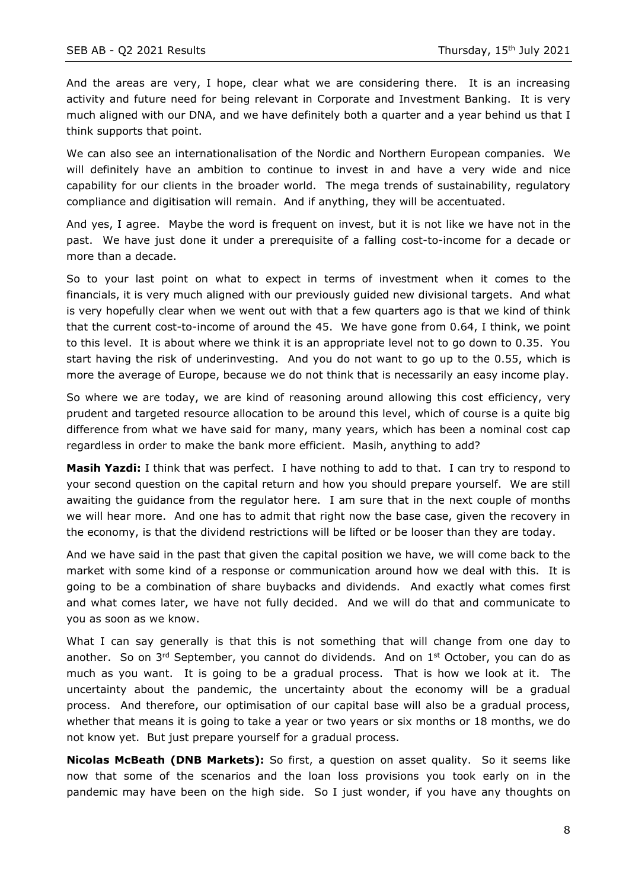And the areas are very, I hope, clear what we are considering there. It is an increasing activity and future need for being relevant in Corporate and Investment Banking. It is very much aligned with our DNA, and we have definitely both a quarter and a year behind us that I think supports that point.

We can also see an internationalisation of the Nordic and Northern European companies. We will definitely have an ambition to continue to invest in and have a very wide and nice capability for our clients in the broader world. The mega trends of sustainability, regulatory compliance and digitisation will remain. And if anything, they will be accentuated.

And yes, I agree. Maybe the word is frequent on invest, but it is not like we have not in the past. We have just done it under a prerequisite of a falling cost-to-income for a decade or more than a decade.

So to your last point on what to expect in terms of investment when it comes to the financials, it is very much aligned with our previously guided new divisional targets. And what is very hopefully clear when we went out with that a few quarters ago is that we kind of think that the current cost-to-income of around the 45. We have gone from 0.64, I think, we point to this level. It is about where we think it is an appropriate level not to go down to 0.35. You start having the risk of underinvesting. And you do not want to go up to the 0.55, which is more the average of Europe, because we do not think that is necessarily an easy income play.

So where we are today, we are kind of reasoning around allowing this cost efficiency, very prudent and targeted resource allocation to be around this level, which of course is a quite big difference from what we have said for many, many years, which has been a nominal cost cap regardless in order to make the bank more efficient. Masih, anything to add?

**Masih Yazdi:** I think that was perfect. I have nothing to add to that. I can try to respond to your second question on the capital return and how you should prepare yourself. We are still awaiting the guidance from the regulator here. I am sure that in the next couple of months we will hear more. And one has to admit that right now the base case, given the recovery in the economy, is that the dividend restrictions will be lifted or be looser than they are today.

And we have said in the past that given the capital position we have, we will come back to the market with some kind of a response or communication around how we deal with this. It is going to be a combination of share buybacks and dividends. And exactly what comes first and what comes later, we have not fully decided. And we will do that and communicate to you as soon as we know.

What I can say generally is that this is not something that will change from one day to another. So on 3rd September, you cannot do dividends. And on 1st October, you can do as much as you want. It is going to be a gradual process. That is how we look at it. The uncertainty about the pandemic, the uncertainty about the economy will be a gradual process. And therefore, our optimisation of our capital base will also be a gradual process, whether that means it is going to take a year or two years or six months or 18 months, we do not know yet. But just prepare yourself for a gradual process.

**Nicolas McBeath (DNB Markets):** So first, a question on asset quality. So it seems like now that some of the scenarios and the loan loss provisions you took early on in the pandemic may have been on the high side. So I just wonder, if you have any thoughts on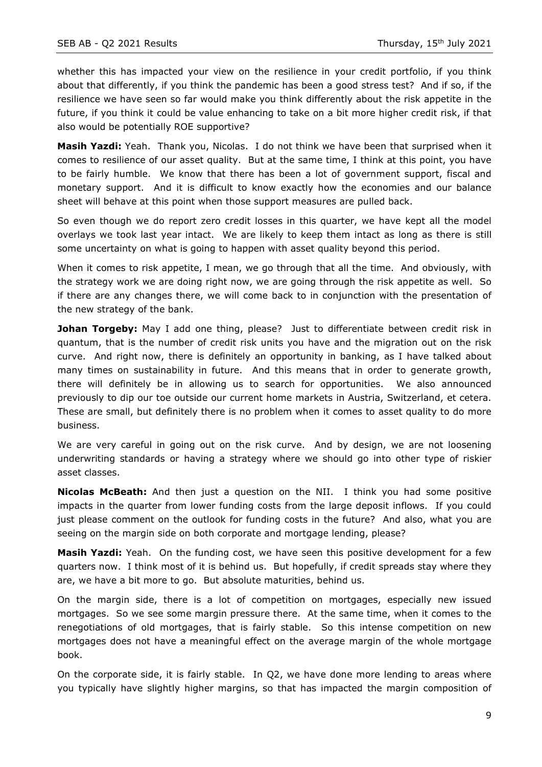whether this has impacted your view on the resilience in your credit portfolio, if you think about that differently, if you think the pandemic has been a good stress test? And if so, if the resilience we have seen so far would make you think differently about the risk appetite in the future, if you think it could be value enhancing to take on a bit more higher credit risk, if that also would be potentially ROE supportive?

**Masih Yazdi:** Yeah. Thank you, Nicolas. I do not think we have been that surprised when it comes to resilience of our asset quality. But at the same time, I think at this point, you have to be fairly humble. We know that there has been a lot of government support, fiscal and monetary support. And it is difficult to know exactly how the economies and our balance sheet will behave at this point when those support measures are pulled back.

So even though we do report zero credit losses in this quarter, we have kept all the model overlays we took last year intact. We are likely to keep them intact as long as there is still some uncertainty on what is going to happen with asset quality beyond this period.

When it comes to risk appetite, I mean, we go through that all the time. And obviously, with the strategy work we are doing right now, we are going through the risk appetite as well. So if there are any changes there, we will come back to in conjunction with the presentation of the new strategy of the bank.

**Johan Torgeby:** May I add one thing, please? Just to differentiate between credit risk in quantum, that is the number of credit risk units you have and the migration out on the risk curve. And right now, there is definitely an opportunity in banking, as I have talked about many times on sustainability in future. And this means that in order to generate growth, there will definitely be in allowing us to search for opportunities. We also announced previously to dip our toe outside our current home markets in Austria, Switzerland, et cetera. These are small, but definitely there is no problem when it comes to asset quality to do more business.

We are very careful in going out on the risk curve. And by design, we are not loosening underwriting standards or having a strategy where we should go into other type of riskier asset classes.

**Nicolas McBeath:** And then just a question on the NII. I think you had some positive impacts in the quarter from lower funding costs from the large deposit inflows. If you could just please comment on the outlook for funding costs in the future? And also, what you are seeing on the margin side on both corporate and mortgage lending, please?

**Masih Yazdi:** Yeah. On the funding cost, we have seen this positive development for a few quarters now. I think most of it is behind us. But hopefully, if credit spreads stay where they are, we have a bit more to go. But absolute maturities, behind us.

On the margin side, there is a lot of competition on mortgages, especially new issued mortgages. So we see some margin pressure there. At the same time, when it comes to the renegotiations of old mortgages, that is fairly stable. So this intense competition on new mortgages does not have a meaningful effect on the average margin of the whole mortgage book.

On the corporate side, it is fairly stable. In Q2, we have done more lending to areas where you typically have slightly higher margins, so that has impacted the margin composition of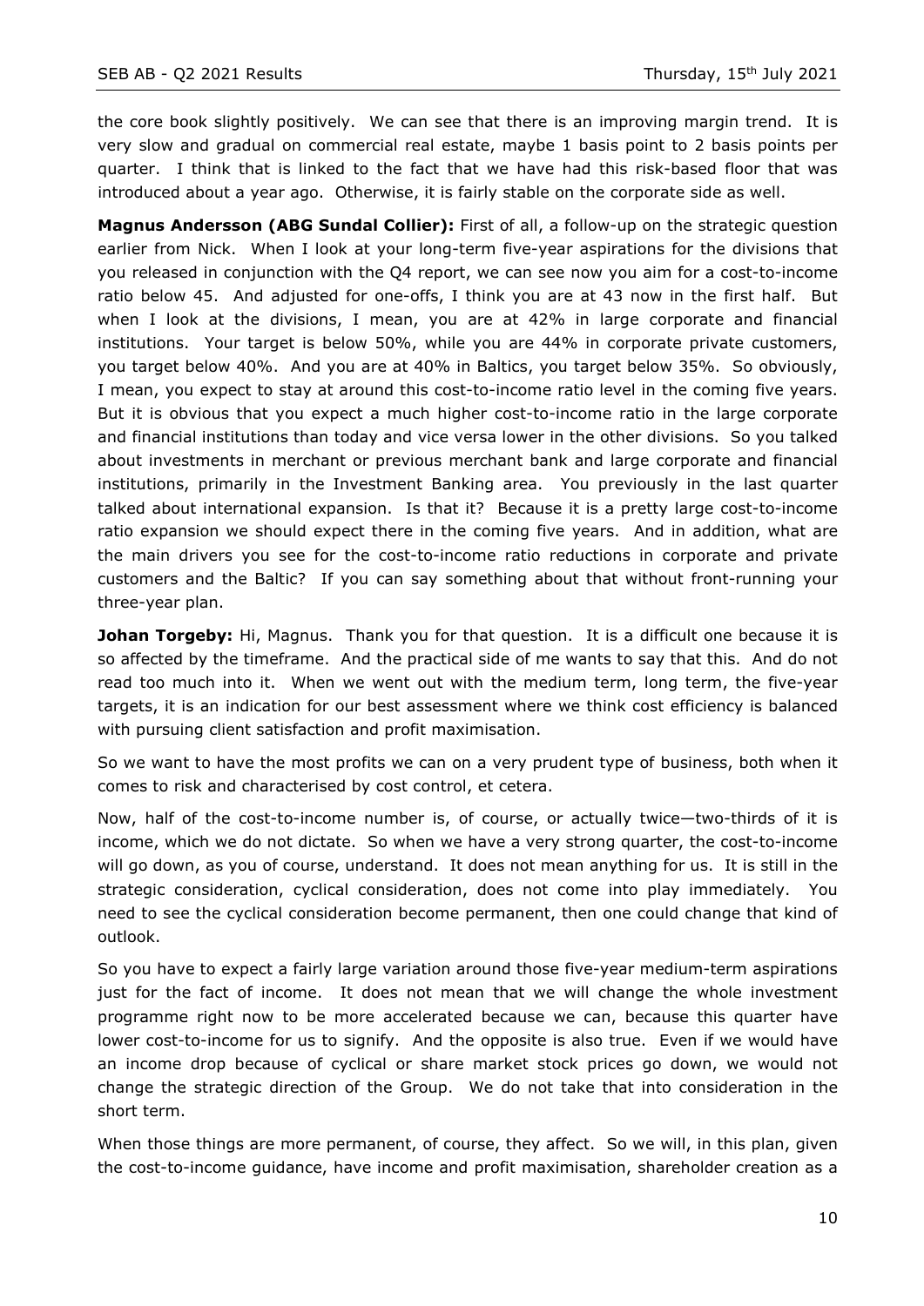the core book slightly positively. We can see that there is an improving margin trend. It is very slow and gradual on commercial real estate, maybe 1 basis point to 2 basis points per quarter. I think that is linked to the fact that we have had this risk-based floor that was introduced about a year ago. Otherwise, it is fairly stable on the corporate side as well.

**Magnus Andersson (ABG Sundal Collier):** First of all, a follow-up on the strategic question earlier from Nick. When I look at your long-term five-year aspirations for the divisions that you released in conjunction with the Q4 report, we can see now you aim for a cost-to-income ratio below 45. And adjusted for one-offs, I think you are at 43 now in the first half. But when I look at the divisions, I mean, you are at 42% in large corporate and financial institutions. Your target is below 50%, while you are 44% in corporate private customers, you target below 40%. And you are at 40% in Baltics, you target below 35%. So obviously, I mean, you expect to stay at around this cost-to-income ratio level in the coming five years. But it is obvious that you expect a much higher cost-to-income ratio in the large corporate and financial institutions than today and vice versa lower in the other divisions. So you talked about investments in merchant or previous merchant bank and large corporate and financial institutions, primarily in the Investment Banking area. You previously in the last quarter talked about international expansion. Is that it? Because it is a pretty large cost-to-income ratio expansion we should expect there in the coming five years. And in addition, what are the main drivers you see for the cost-to-income ratio reductions in corporate and private customers and the Baltic? If you can say something about that without front-running your three-year plan.

**Johan Torgeby:** Hi, Magnus. Thank you for that question. It is a difficult one because it is so affected by the timeframe. And the practical side of me wants to say that this. And do not read too much into it. When we went out with the medium term, long term, the five-year targets, it is an indication for our best assessment where we think cost efficiency is balanced with pursuing client satisfaction and profit maximisation.

So we want to have the most profits we can on a very prudent type of business, both when it comes to risk and characterised by cost control, et cetera.

Now, half of the cost-to-income number is, of course, or actually twice—two-thirds of it is income, which we do not dictate. So when we have a very strong quarter, the cost-to-income will go down, as you of course, understand. It does not mean anything for us. It is still in the strategic consideration, cyclical consideration, does not come into play immediately. You need to see the cyclical consideration become permanent, then one could change that kind of outlook.

So you have to expect a fairly large variation around those five-year medium-term aspirations just for the fact of income. It does not mean that we will change the whole investment programme right now to be more accelerated because we can, because this quarter have lower cost-to-income for us to signify. And the opposite is also true. Even if we would have an income drop because of cyclical or share market stock prices go down, we would not change the strategic direction of the Group. We do not take that into consideration in the short term.

When those things are more permanent, of course, they affect. So we will, in this plan, given the cost-to-income guidance, have income and profit maximisation, shareholder creation as a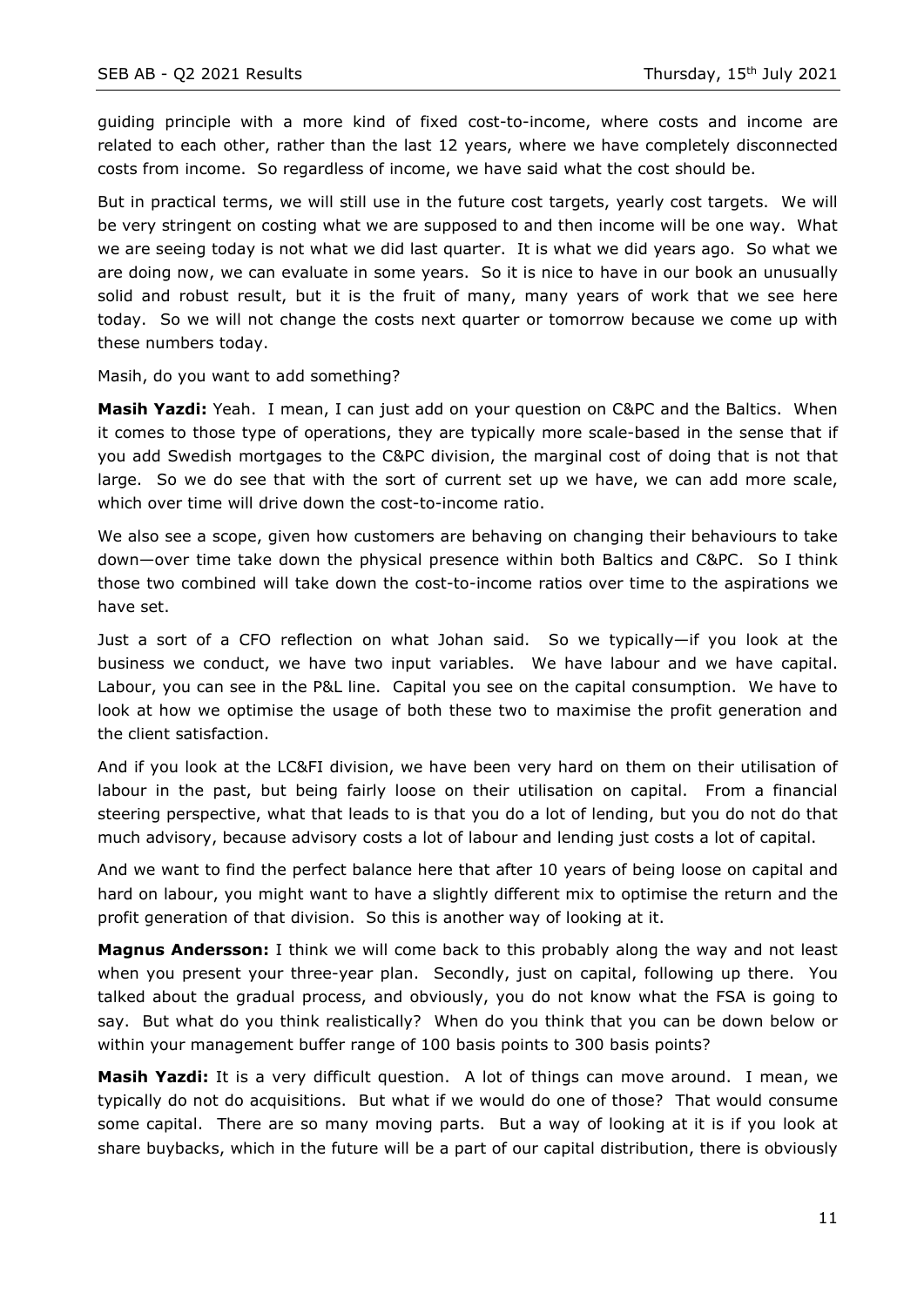guiding principle with a more kind of fixed cost-to-income, where costs and income are related to each other, rather than the last 12 years, where we have completely disconnected costs from income. So regardless of income, we have said what the cost should be.

But in practical terms, we will still use in the future cost targets, yearly cost targets. We will be very stringent on costing what we are supposed to and then income will be one way. What we are seeing today is not what we did last quarter. It is what we did years ago. So what we are doing now, we can evaluate in some years. So it is nice to have in our book an unusually solid and robust result, but it is the fruit of many, many years of work that we see here today. So we will not change the costs next quarter or tomorrow because we come up with these numbers today.

Masih, do you want to add something?

**Masih Yazdi:** Yeah. I mean, I can just add on your question on C&PC and the Baltics. When it comes to those type of operations, they are typically more scale-based in the sense that if you add Swedish mortgages to the C&PC division, the marginal cost of doing that is not that large. So we do see that with the sort of current set up we have, we can add more scale, which over time will drive down the cost-to-income ratio.

We also see a scope, given how customers are behaving on changing their behaviours to take down—over time take down the physical presence within both Baltics and C&PC. So I think those two combined will take down the cost-to-income ratios over time to the aspirations we have set.

Just a sort of a CFO reflection on what Johan said. So we typically—if you look at the business we conduct, we have two input variables. We have labour and we have capital. Labour, you can see in the P&L line. Capital you see on the capital consumption. We have to look at how we optimise the usage of both these two to maximise the profit generation and the client satisfaction.

And if you look at the LC&FI division, we have been very hard on them on their utilisation of labour in the past, but being fairly loose on their utilisation on capital. From a financial steering perspective, what that leads to is that you do a lot of lending, but you do not do that much advisory, because advisory costs a lot of labour and lending just costs a lot of capital.

And we want to find the perfect balance here that after 10 years of being loose on capital and hard on labour, you might want to have a slightly different mix to optimise the return and the profit generation of that division. So this is another way of looking at it.

**Magnus Andersson:** I think we will come back to this probably along the way and not least when you present your three-year plan. Secondly, just on capital, following up there. You talked about the gradual process, and obviously, you do not know what the FSA is going to say. But what do you think realistically? When do you think that you can be down below or within your management buffer range of 100 basis points to 300 basis points?

**Masih Yazdi:** It is a very difficult question. A lot of things can move around. I mean, we typically do not do acquisitions. But what if we would do one of those? That would consume some capital. There are so many moving parts. But a way of looking at it is if you look at share buybacks, which in the future will be a part of our capital distribution, there is obviously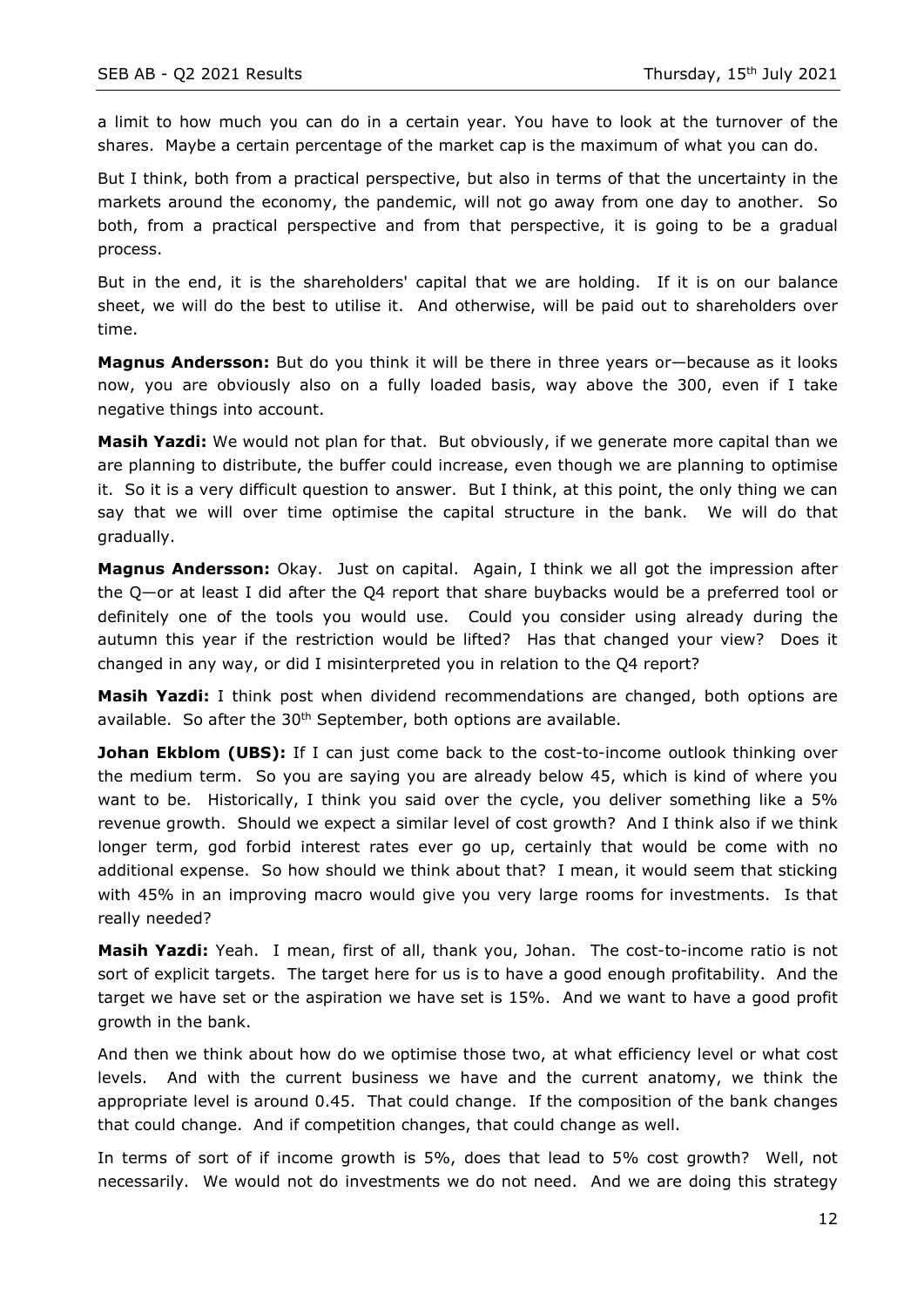a limit to how much you can do in a certain year. You have to look at the turnover of the shares. Maybe a certain percentage of the market cap is the maximum of what you can do.

But I think, both from a practical perspective, but also in terms of that the uncertainty in the markets around the economy, the pandemic, will not go away from one day to another. So both, from a practical perspective and from that perspective, it is going to be a gradual process.

But in the end, it is the shareholders' capital that we are holding. If it is on our balance sheet, we will do the best to utilise it. And otherwise, will be paid out to shareholders over time.

**Magnus Andersson:** But do you think it will be there in three years or—because as it looks now, you are obviously also on a fully loaded basis, way above the 300, even if I take negative things into account.

**Masih Yazdi:** We would not plan for that. But obviously, if we generate more capital than we are planning to distribute, the buffer could increase, even though we are planning to optimise it. So it is a very difficult question to answer. But I think, at this point, the only thing we can say that we will over time optimise the capital structure in the bank. We will do that gradually.

**Magnus Andersson:** Okay. Just on capital. Again, I think we all got the impression after the Q—or at least I did after the Q4 report that share buybacks would be a preferred tool or definitely one of the tools you would use. Could you consider using already during the autumn this year if the restriction would be lifted? Has that changed your view? Does it changed in any way, or did I misinterpreted you in relation to the Q4 report?

**Masih Yazdi:** I think post when dividend recommendations are changed, both options are available. So after the 30th September, both options are available.

**Johan Ekblom (UBS):** If I can just come back to the cost-to-income outlook thinking over the medium term. So you are saying you are already below 45, which is kind of where you want to be. Historically, I think you said over the cycle, you deliver something like a 5% revenue growth. Should we expect a similar level of cost growth? And I think also if we think longer term, god forbid interest rates ever go up, certainly that would be come with no additional expense. So how should we think about that? I mean, it would seem that sticking with 45% in an improving macro would give you very large rooms for investments. Is that really needed?

**Masih Yazdi:** Yeah. I mean, first of all, thank you, Johan. The cost-to-income ratio is not sort of explicit targets. The target here for us is to have a good enough profitability. And the target we have set or the aspiration we have set is 15%. And we want to have a good profit growth in the bank.

And then we think about how do we optimise those two, at what efficiency level or what cost levels. And with the current business we have and the current anatomy, we think the appropriate level is around 0.45. That could change. If the composition of the bank changes that could change. And if competition changes, that could change as well.

In terms of sort of if income growth is 5%, does that lead to 5% cost growth? Well, not necessarily. We would not do investments we do not need. And we are doing this strategy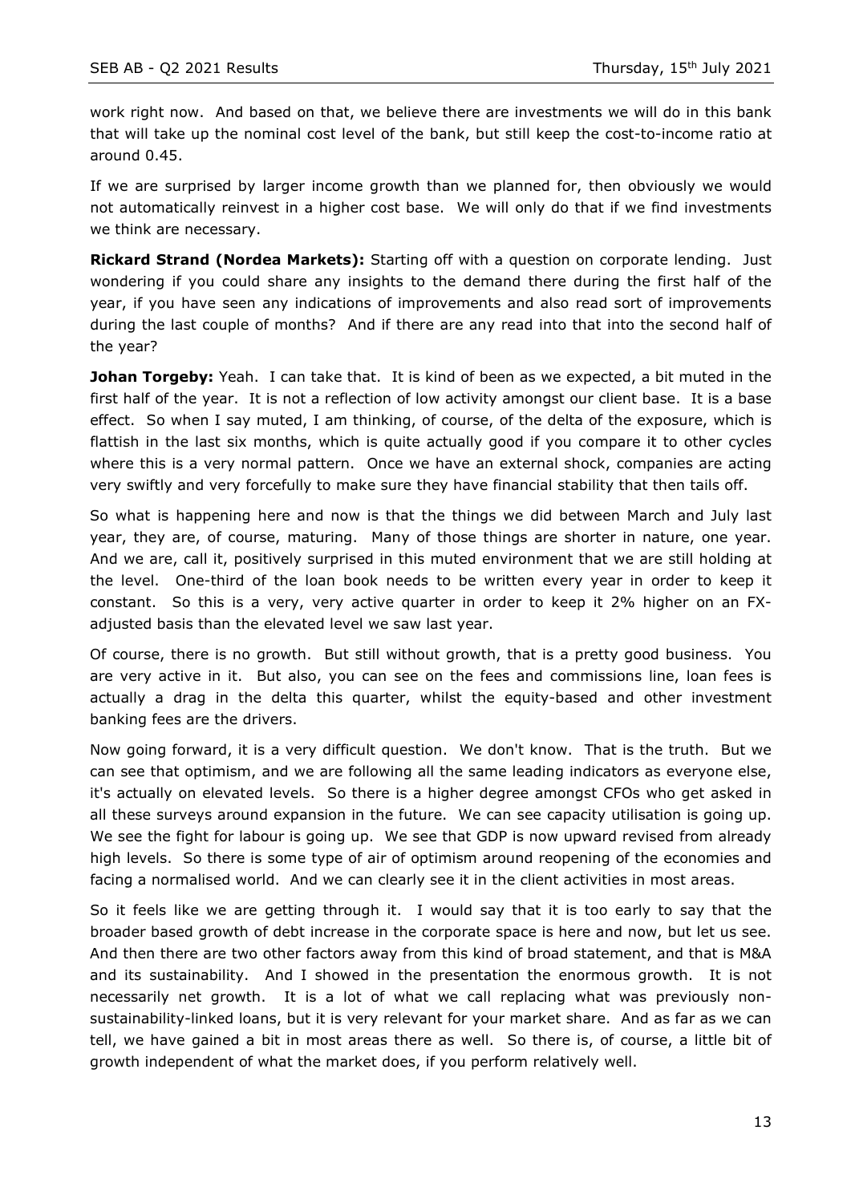work right now. And based on that, we believe there are investments we will do in this bank that will take up the nominal cost level of the bank, but still keep the cost-to-income ratio at around 0.45.

If we are surprised by larger income growth than we planned for, then obviously we would not automatically reinvest in a higher cost base. We will only do that if we find investments we think are necessary.

**Rickard Strand (Nordea Markets):** Starting off with a question on corporate lending. Just wondering if you could share any insights to the demand there during the first half of the year, if you have seen any indications of improvements and also read sort of improvements during the last couple of months? And if there are any read into that into the second half of the year?

**Johan Torgeby:** Yeah. I can take that. It is kind of been as we expected, a bit muted in the first half of the year. It is not a reflection of low activity amongst our client base. It is a base effect. So when I say muted, I am thinking, of course, of the delta of the exposure, which is flattish in the last six months, which is quite actually good if you compare it to other cycles where this is a very normal pattern. Once we have an external shock, companies are acting very swiftly and very forcefully to make sure they have financial stability that then tails off.

So what is happening here and now is that the things we did between March and July last year, they are, of course, maturing. Many of those things are shorter in nature, one year. And we are, call it, positively surprised in this muted environment that we are still holding at the level. One-third of the loan book needs to be written every year in order to keep it constant. So this is a very, very active quarter in order to keep it 2% higher on an FX-adjusted basis than the elevated level we saw last year.

Of course, there is no growth. But still without growth, that is a pretty good business. You are very active in it. But also, you can see on the fees and commissions line, loan fees is actually a drag in the delta this quarter, whilst the equity-based and other investment banking fees are the drivers.

Now going forward, it is a very difficult question. We don't know. That is the truth. But we can see that optimism, and we are following all the same leading indicators as everyone else, it's actually on elevated levels. So there is a higher degree amongst CFOs who get asked in all these surveys around expansion in the future. We can see capacity utilisation is going up. We see the fight for labour is going up. We see that GDP is now upward revised from already high levels. So there is some type of air of optimism around reopening of the economies and facing a normalised world. And we can clearly see it in the client activities in most areas.

So it feels like we are getting through it. I would say that it is too early to say that the broader based growth of debt increase in the corporate space is here and now, but let us see. And then there are two other factors away from this kind of broad statement, and that is M&A and its sustainability. And I showed in the presentation the enormous growth. It is not necessarily net growth. It is a lot of what we call replacing what was previously non-sustainability-linked loans, but it is very relevant for your market share. And as far as we can tell, we have gained a bit in most areas there as well. So there is, of course, a little bit of growth independent of what the market does, if you perform relatively well.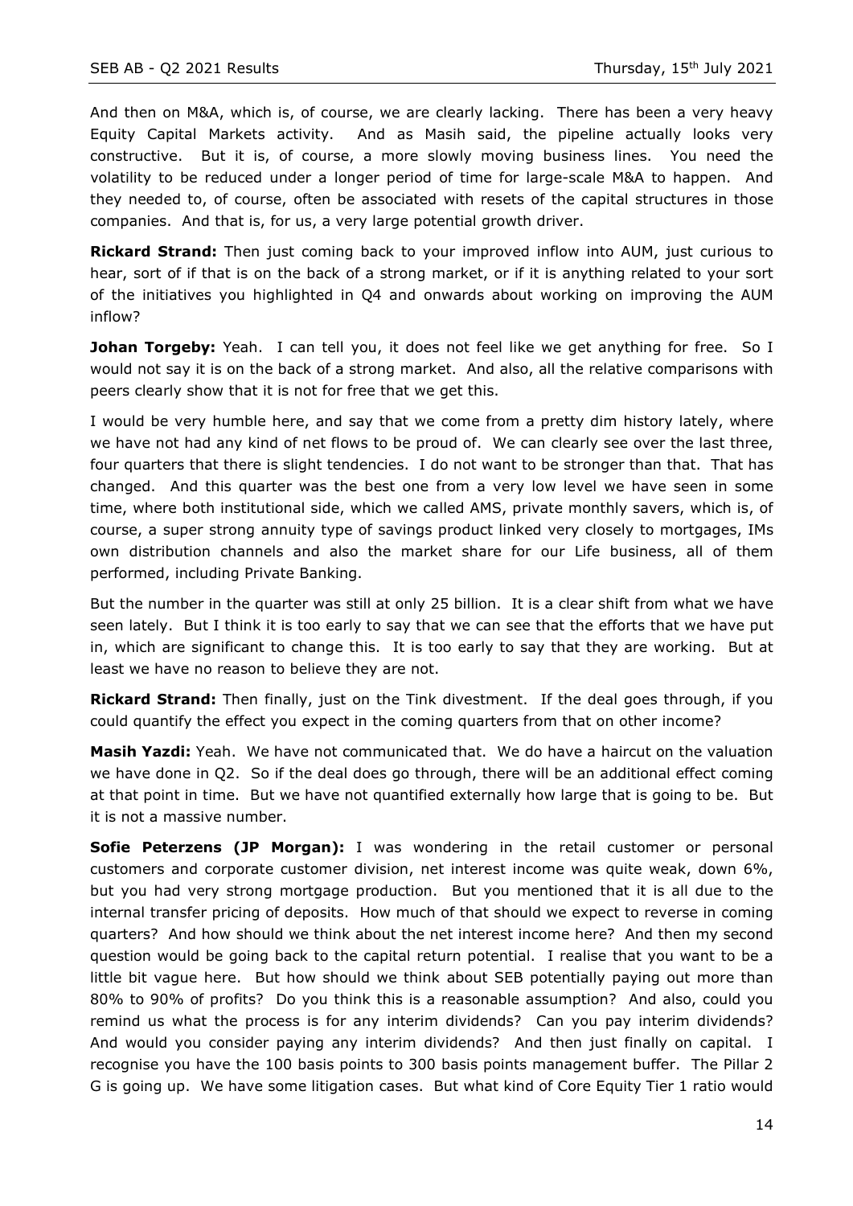And then on M&A, which is, of course, we are clearly lacking. There has been a very heavy Equity Capital Markets activity. And as Masih said, the pipeline actually looks very constructive. But it is, of course, a more slowly moving business lines. You need the volatility to be reduced under a longer period of time for large-scale M&A to happen. And they needed to, of course, often be associated with resets of the capital structures in those companies. And that is, for us, a very large potential growth driver.

**Rickard Strand:** Then just coming back to your improved inflow into AUM, just curious to hear, sort of if that is on the back of a strong market, or if it is anything related to your sort of the initiatives you highlighted in Q4 and onwards about working on improving the AUM inflow?

**Johan Torgeby:** Yeah. I can tell you, it does not feel like we get anything for free. So I would not say it is on the back of a strong market. And also, all the relative comparisons with peers clearly show that it is not for free that we get this.

I would be very humble here, and say that we come from a pretty dim history lately, where we have not had any kind of net flows to be proud of. We can clearly see over the last three, four quarters that there is slight tendencies. I do not want to be stronger than that. That has changed. And this quarter was the best one from a very low level we have seen in some time, where both institutional side, which we called AMS, private monthly savers, which is, of course, a super strong annuity type of savings product linked very closely to mortgages, IMs own distribution channels and also the market share for our Life business, all of them performed, including Private Banking.

But the number in the quarter was still at only 25 billion. It is a clear shift from what we have seen lately. But I think it is too early to say that we can see that the efforts that we have put in, which are significant to change this. It is too early to say that they are working. But at least we have no reason to believe they are not.

**Rickard Strand:** Then finally, just on the Tink divestment. If the deal goes through, if you could quantify the effect you expect in the coming quarters from that on other income?

**Masih Yazdi:** Yeah. We have not communicated that. We do have a haircut on the valuation we have done in Q2. So if the deal does go through, there will be an additional effect coming at that point in time. But we have not quantified externally how large that is going to be. But it is not a massive number.

**Sofie Peterzens (JP Morgan):** I was wondering in the retail customer or personal customers and corporate customer division, net interest income was quite weak, down 6%, but you had very strong mortgage production. But you mentioned that it is all due to the internal transfer pricing of deposits. How much of that should we expect to reverse in coming quarters? And how should we think about the net interest income here? And then my second question would be going back to the capital return potential. I realise that you want to be a little bit vague here. But how should we think about SEB potentially paying out more than 80% to 90% of profits? Do you think this is a reasonable assumption? And also, could you remind us what the process is for any interim dividends? Can you pay interim dividends? And would you consider paying any interim dividends? And then just finally on capital. I recognise you have the 100 basis points to 300 basis points management buffer. The Pillar 2 G is going up. We have some litigation cases. But what kind of Core Equity Tier 1 ratio would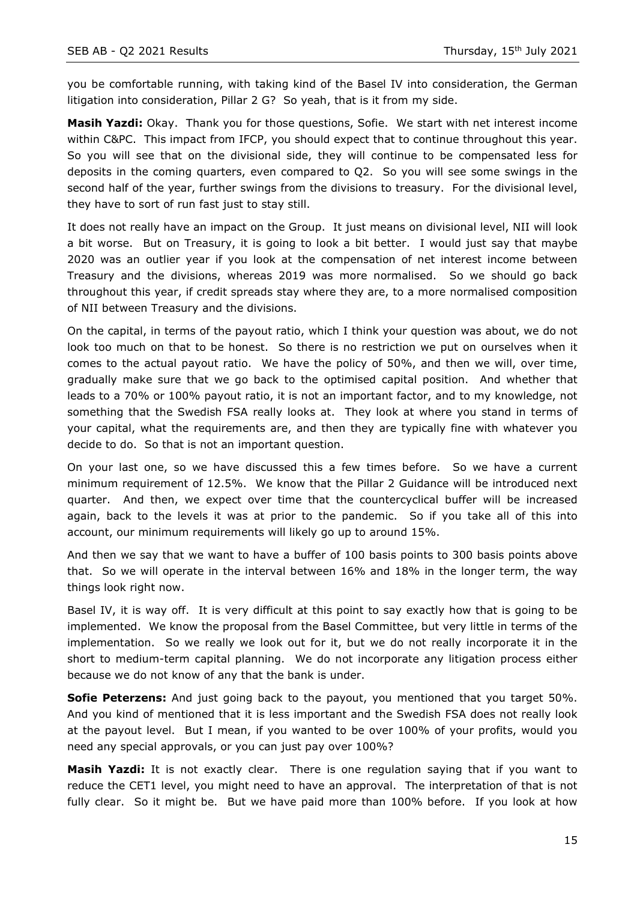you be comfortable running, with taking kind of the Basel IV into consideration, the German litigation into consideration, Pillar 2 G? So yeah, that is it from my side.

**Masih Yazdi:** Okay. Thank you for those questions, Sofie. We start with net interest income within C&PC. This impact from IFCP, you should expect that to continue throughout this year. So you will see that on the divisional side, they will continue to be compensated less for deposits in the coming quarters, even compared to Q2. So you will see some swings in the second half of the year, further swings from the divisions to treasury. For the divisional level, they have to sort of run fast just to stay still.

It does not really have an impact on the Group. It just means on divisional level, NII will look a bit worse. But on Treasury, it is going to look a bit better. I would just say that maybe 2020 was an outlier year if you look at the compensation of net interest income between Treasury and the divisions, whereas 2019 was more normalised. So we should go back throughout this year, if credit spreads stay where they are, to a more normalised composition of NII between Treasury and the divisions.

On the capital, in terms of the payout ratio, which I think your question was about, we do not look too much on that to be honest. So there is no restriction we put on ourselves when it comes to the actual payout ratio. We have the policy of 50%, and then we will, over time, gradually make sure that we go back to the optimised capital position. And whether that leads to a 70% or 100% payout ratio, it is not an important factor, and to my knowledge, not something that the Swedish FSA really looks at. They look at where you stand in terms of your capital, what the requirements are, and then they are typically fine with whatever you decide to do. So that is not an important question.

On your last one, so we have discussed this a few times before. So we have a current minimum requirement of 12.5%. We know that the Pillar 2 Guidance will be introduced next quarter. And then, we expect over time that the countercyclical buffer will be increased again, back to the levels it was at prior to the pandemic. So if you take all of this into account, our minimum requirements will likely go up to around 15%.

And then we say that we want to have a buffer of 100 basis points to 300 basis points above that. So we will operate in the interval between 16% and 18% in the longer term, the way things look right now.

Basel IV, it is way off. It is very difficult at this point to say exactly how that is going to be implemented. We know the proposal from the Basel Committee, but very little in terms of the implementation. So we really we look out for it, but we do not really incorporate it in the short to medium-term capital planning. We do not incorporate any litigation process either because we do not know of any that the bank is under.

**Sofie Peterzens:** And just going back to the payout, you mentioned that you target 50%. And you kind of mentioned that it is less important and the Swedish FSA does not really look at the payout level. But I mean, if you wanted to be over 100% of your profits, would you need any special approvals, or you can just pay over 100%?

**Masih Yazdi:** It is not exactly clear. There is one regulation saying that if you want to reduce the CET1 level, you might need to have an approval. The interpretation of that is not fully clear. So it might be. But we have paid more than 100% before. If you look at how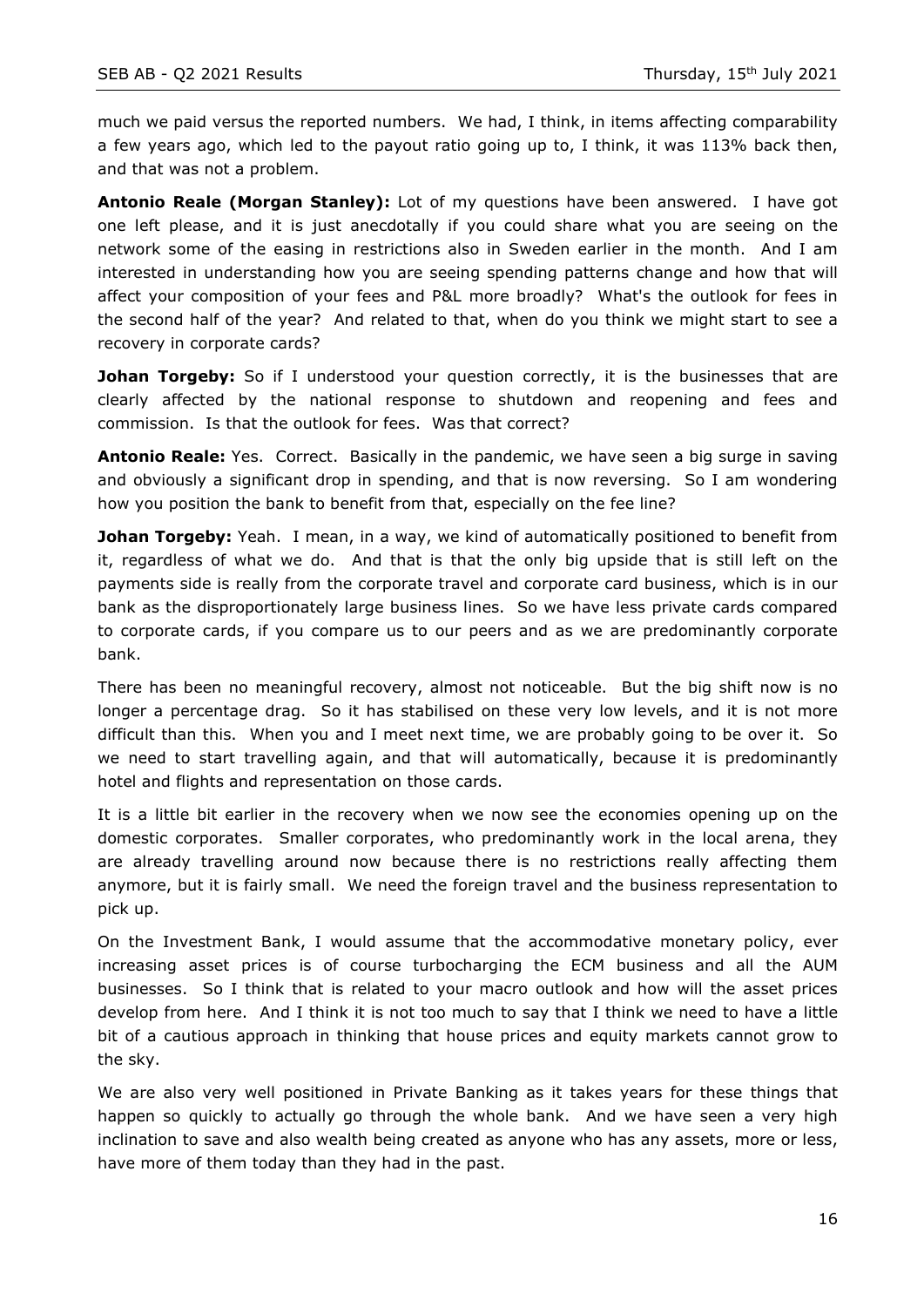much we paid versus the reported numbers. We had, I think, in items affecting comparability a few years ago, which led to the payout ratio going up to, I think, it was 113% back then, and that was not a problem.

**Antonio Reale (Morgan Stanley):** Lot of my questions have been answered. I have got one left please, and it is just anecdotally if you could share what you are seeing on the network some of the easing in restrictions also in Sweden earlier in the month. And I am interested in understanding how you are seeing spending patterns change and how that will affect your composition of your fees and P&L more broadly? What's the outlook for fees in the second half of the year? And related to that, when do you think we might start to see a recovery in corporate cards?

**Johan Torgeby:** So if I understood your question correctly, it is the businesses that are clearly affected by the national response to shutdown and reopening and fees and commission. Is that the outlook for fees. Was that correct?

**Antonio Reale:** Yes. Correct. Basically in the pandemic, we have seen a big surge in saving and obviously a significant drop in spending, and that is now reversing. So I am wondering how you position the bank to benefit from that, especially on the fee line?

**Johan Torgeby:** Yeah. I mean, in a way, we kind of automatically positioned to benefit from it, regardless of what we do. And that is that the only big upside that is still left on the payments side is really from the corporate travel and corporate card business, which is in our bank as the disproportionately large business lines. So we have less private cards compared to corporate cards, if you compare us to our peers and as we are predominantly corporate bank.

There has been no meaningful recovery, almost not noticeable. But the big shift now is no longer a percentage drag. So it has stabilised on these very low levels, and it is not more difficult than this. When you and I meet next time, we are probably going to be over it. So we need to start travelling again, and that will automatically, because it is predominantly hotel and flights and representation on those cards.

It is a little bit earlier in the recovery when we now see the economies opening up on the domestic corporates. Smaller corporates, who predominantly work in the local arena, they are already travelling around now because there is no restrictions really affecting them anymore, but it is fairly small. We need the foreign travel and the business representation to pick up.

On the Investment Bank, I would assume that the accommodative monetary policy, ever increasing asset prices is of course turbocharging the ECM business and all the AUM businesses. So I think that is related to your macro outlook and how will the asset prices develop from here. And I think it is not too much to say that I think we need to have a little bit of a cautious approach in thinking that house prices and equity markets cannot grow to the sky.

We are also very well positioned in Private Banking as it takes years for these things that happen so quickly to actually go through the whole bank. And we have seen a very high inclination to save and also wealth being created as anyone who has any assets, more or less, have more of them today than they had in the past.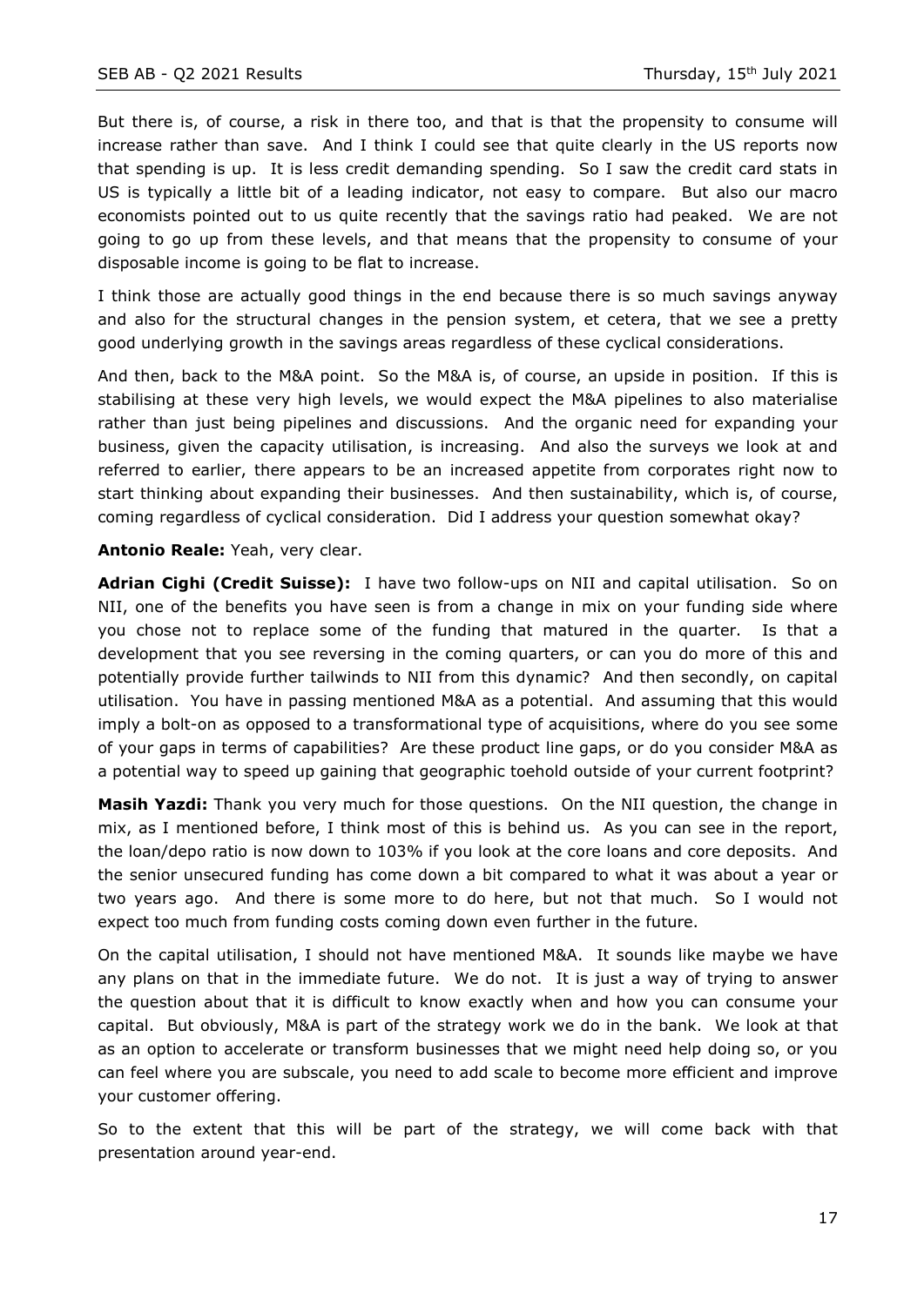But there is, of course, a risk in there too, and that is that the propensity to consume will increase rather than save. And I think I could see that quite clearly in the US reports now that spending is up. It is less credit demanding spending. So I saw the credit card stats in US is typically a little bit of a leading indicator, not easy to compare. But also our macro economists pointed out to us quite recently that the savings ratio had peaked. We are not going to go up from these levels, and that means that the propensity to consume of your disposable income is going to be flat to increase.

I think those are actually good things in the end because there is so much savings anyway and also for the structural changes in the pension system, et cetera, that we see a pretty good underlying growth in the savings areas regardless of these cyclical considerations.

And then, back to the M&A point. So the M&A is, of course, an upside in position. If this is stabilising at these very high levels, we would expect the M&A pipelines to also materialise rather than just being pipelines and discussions. And the organic need for expanding your business, given the capacity utilisation, is increasing. And also the surveys we look at and referred to earlier, there appears to be an increased appetite from corporates right now to start thinking about expanding their businesses. And then sustainability, which is, of course, coming regardless of cyclical consideration. Did I address your question somewhat okay?

**Antonio Reale:** Yeah, very clear.

**Adrian Cighi (Credit Suisse):** I have two follow-ups on NII and capital utilisation. So on NII, one of the benefits you have seen is from a change in mix on your funding side where you chose not to replace some of the funding that matured in the quarter. Is that a development that you see reversing in the coming quarters, or can you do more of this and potentially provide further tailwinds to NII from this dynamic? And then secondly, on capital utilisation. You have in passing mentioned M&A as a potential. And assuming that this would imply a bolt-on as opposed to a transformational type of acquisitions, where do you see some of your gaps in terms of capabilities? Are these product line gaps, or do you consider M&A as a potential way to speed up gaining that geographic toehold outside of your current footprint?

**Masih Yazdi:** Thank you very much for those questions. On the NII question, the change in mix, as I mentioned before, I think most of this is behind us. As you can see in the report, the loan/depo ratio is now down to 103% if you look at the core loans and core deposits. And the senior unsecured funding has come down a bit compared to what it was about a year or two years ago. And there is some more to do here, but not that much. So I would not expect too much from funding costs coming down even further in the future.

On the capital utilisation, I should not have mentioned M&A. It sounds like maybe we have any plans on that in the immediate future. We do not. It is just a way of trying to answer the question about that it is difficult to know exactly when and how you can consume your capital. But obviously, M&A is part of the strategy work we do in the bank. We look at that as an option to accelerate or transform businesses that we might need help doing so, or you can feel where you are subscale, you need to add scale to become more efficient and improve your customer offering.

So to the extent that this will be part of the strategy, we will come back with that presentation around year-end.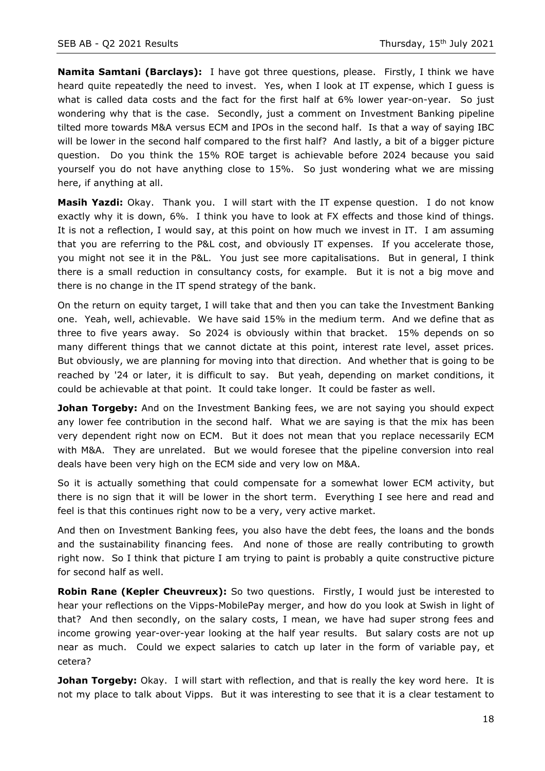**Namita Samtani (Barclays):** I have got three questions, please. Firstly, I think we have heard quite repeatedly the need to invest. Yes, when I look at IT expense, which I guess is what is called data costs and the fact for the first half at 6% lower year-on-year. So just wondering why that is the case. Secondly, just a comment on Investment Banking pipeline tilted more towards M&A versus ECM and IPOs in the second half. Is that a way of saying IBC will be lower in the second half compared to the first half? And lastly, a bit of a bigger picture question. Do you think the 15% ROE target is achievable before 2024 because you said yourself you do not have anything close to 15%. So just wondering what we are missing here, if anything at all.

**Masih Yazdi:** Okay. Thank you. I will start with the IT expense question. I do not know exactly why it is down, 6%. I think you have to look at FX effects and those kind of things. It is not a reflection, I would say, at this point on how much we invest in IT. I am assuming that you are referring to the P&L cost, and obviously IT expenses. If you accelerate those, you might not see it in the P&L. You just see more capitalisations. But in general, I think there is a small reduction in consultancy costs, for example. But it is not a big move and there is no change in the IT spend strategy of the bank.

On the return on equity target, I will take that and then you can take the Investment Banking one. Yeah, well, achievable. We have said 15% in the medium term. And we define that as three to five years away. So 2024 is obviously within that bracket. 15% depends on so many different things that we cannot dictate at this point, interest rate level, asset prices. But obviously, we are planning for moving into that direction. And whether that is going to be reached by '24 or later, it is difficult to say. But yeah, depending on market conditions, it could be achievable at that point. It could take longer. It could be faster as well.

**Johan Torgeby:** And on the Investment Banking fees, we are not saying you should expect any lower fee contribution in the second half. What we are saying is that the mix has been very dependent right now on ECM. But it does not mean that you replace necessarily ECM with M&A. They are unrelated. But we would foresee that the pipeline conversion into real deals have been very high on the ECM side and very low on M&A.

So it is actually something that could compensate for a somewhat lower ECM activity, but there is no sign that it will be lower in the short term. Everything I see here and read and feel is that this continues right now to be a very, very active market.

And then on Investment Banking fees, you also have the debt fees, the loans and the bonds and the sustainability financing fees. And none of those are really contributing to growth right now. So I think that picture I am trying to paint is probably a quite constructive picture for second half as well.

**Robin Rane (Kepler Cheuvreux):** So two questions. Firstly, I would just be interested to hear your reflections on the Vipps-MobilePay merger, and how do you look at Swish in light of that? And then secondly, on the salary costs, I mean, we have had super strong fees and income growing year-over-year looking at the half year results. But salary costs are not up near as much. Could we expect salaries to catch up later in the form of variable pay, et cetera?

**Johan Torgeby:** Okay. I will start with reflection, and that is really the key word here. It is not my place to talk about Vipps. But it was interesting to see that it is a clear testament to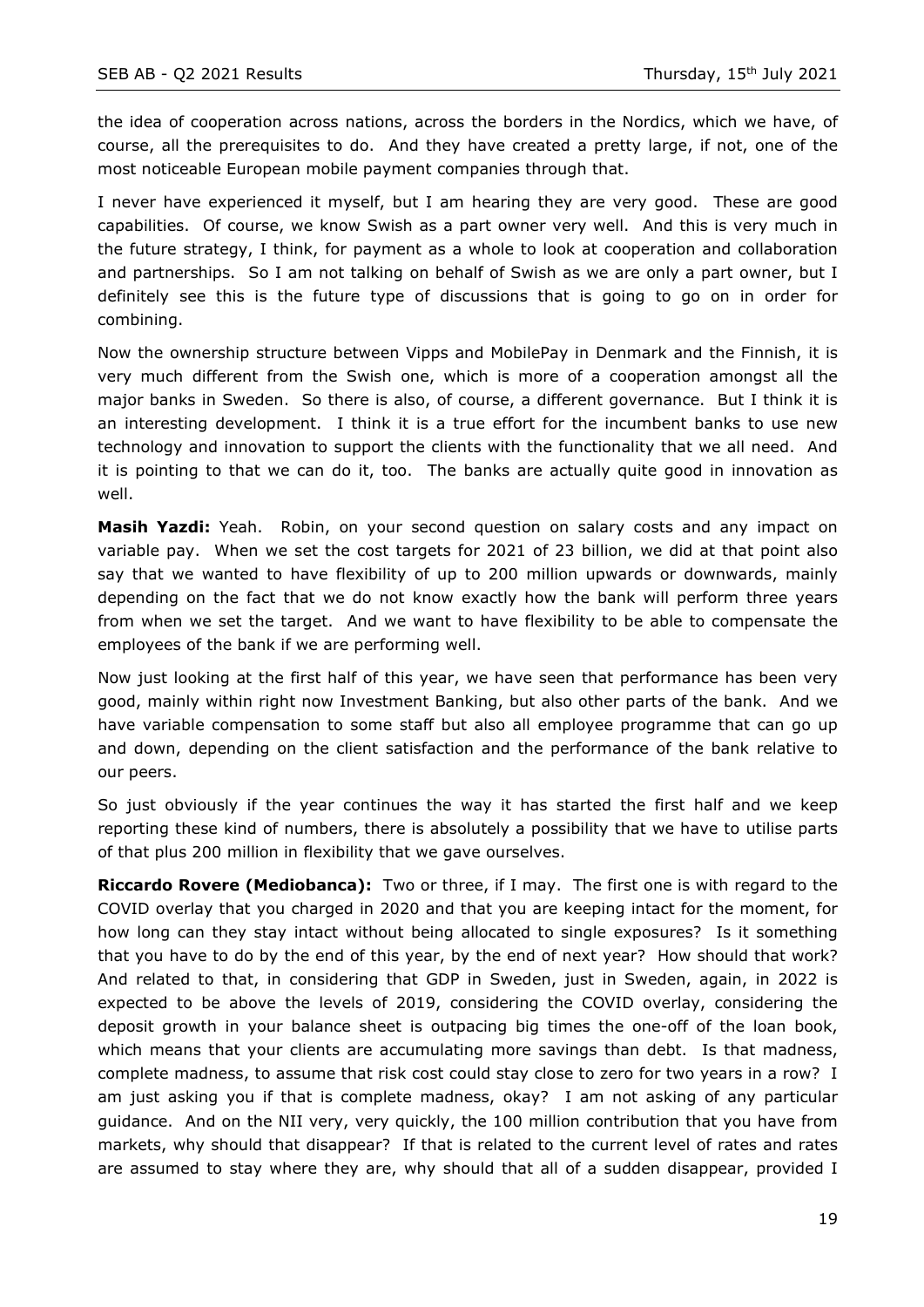the idea of cooperation across nations, across the borders in the Nordics, which we have, of course, all the prerequisites to do. And they have created a pretty large, if not, one of the most noticeable European mobile payment companies through that.

I never have experienced it myself, but I am hearing they are very good. These are good capabilities. Of course, we know Swish as a part owner very well. And this is very much in the future strategy, I think, for payment as a whole to look at cooperation and collaboration and partnerships. So I am not talking on behalf of Swish as we are only a part owner, but I definitely see this is the future type of discussions that is going to go on in order for combining.

Now the ownership structure between Vipps and MobilePay in Denmark and the Finnish, it is very much different from the Swish one, which is more of a cooperation amongst all the major banks in Sweden. So there is also, of course, a different governance. But I think it is an interesting development. I think it is a true effort for the incumbent banks to use new technology and innovation to support the clients with the functionality that we all need. And it is pointing to that we can do it, too. The banks are actually quite good in innovation as well.

**Masih Yazdi:** Yeah. Robin, on your second question on salary costs and any impact on variable pay. When we set the cost targets for 2021 of 23 billion, we did at that point also say that we wanted to have flexibility of up to 200 million upwards or downwards, mainly depending on the fact that we do not know exactly how the bank will perform three years from when we set the target. And we want to have flexibility to be able to compensate the employees of the bank if we are performing well.

Now just looking at the first half of this year, we have seen that performance has been very good, mainly within right now Investment Banking, but also other parts of the bank. And we have variable compensation to some staff but also all employee programme that can go up and down, depending on the client satisfaction and the performance of the bank relative to our peers.

So just obviously if the year continues the way it has started the first half and we keep reporting these kind of numbers, there is absolutely a possibility that we have to utilise parts of that plus 200 million in flexibility that we gave ourselves.

**Riccardo Rovere (Mediobanca):** Two or three, if I may. The first one is with regard to the COVID overlay that you charged in 2020 and that you are keeping intact for the moment, for how long can they stay intact without being allocated to single exposures? Is it something that you have to do by the end of this year, by the end of next year? How should that work? And related to that, in considering that GDP in Sweden, just in Sweden, again, in 2022 is expected to be above the levels of 2019, considering the COVID overlay, considering the deposit growth in your balance sheet is outpacing big times the one-off of the loan book, which means that your clients are accumulating more savings than debt. Is that madness, complete madness, to assume that risk cost could stay close to zero for two years in a row? I am just asking you if that is complete madness, okay? I am not asking of any particular guidance. And on the NII very, very quickly, the 100 million contribution that you have from markets, why should that disappear? If that is related to the current level of rates and rates are assumed to stay where they are, why should that all of a sudden disappear, provided I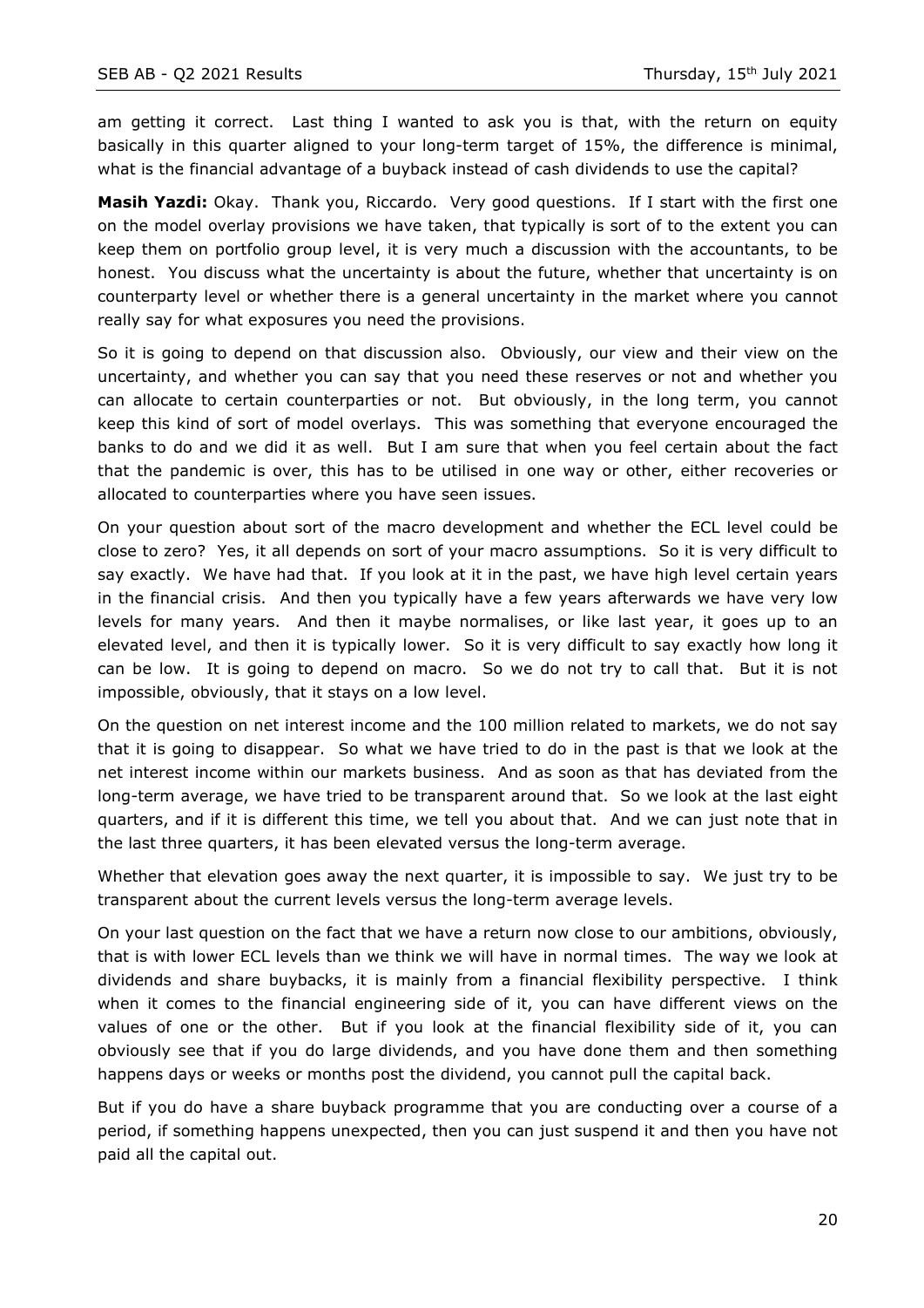am getting it correct. Last thing I wanted to ask you is that, with the return on equity basically in this quarter aligned to your long-term target of 15%, the difference is minimal, what is the financial advantage of a buyback instead of cash dividends to use the capital?

**Masih Yazdi:** Okay. Thank you, Riccardo. Very good questions. If I start with the first one on the model overlay provisions we have taken, that typically is sort of to the extent you can keep them on portfolio group level, it is very much a discussion with the accountants, to be honest. You discuss what the uncertainty is about the future, whether that uncertainty is on counterparty level or whether there is a general uncertainty in the market where you cannot really say for what exposures you need the provisions.

So it is going to depend on that discussion also. Obviously, our view and their view on the uncertainty, and whether you can say that you need these reserves or not and whether you can allocate to certain counterparties or not. But obviously, in the long term, you cannot keep this kind of sort of model overlays. This was something that everyone encouraged the banks to do and we did it as well. But I am sure that when you feel certain about the fact that the pandemic is over, this has to be utilised in one way or other, either recoveries or allocated to counterparties where you have seen issues.

On your question about sort of the macro development and whether the ECL level could be close to zero? Yes, it all depends on sort of your macro assumptions. So it is very difficult to say exactly. We have had that. If you look at it in the past, we have high level certain years in the financial crisis. And then you typically have a few years afterwards we have very low levels for many years. And then it maybe normalises, or like last year, it goes up to an elevated level, and then it is typically lower. So it is very difficult to say exactly how long it can be low. It is going to depend on macro. So we do not try to call that. But it is not impossible, obviously, that it stays on a low level.

On the question on net interest income and the 100 million related to markets, we do not say that it is going to disappear. So what we have tried to do in the past is that we look at the net interest income within our markets business. And as soon as that has deviated from the long-term average, we have tried to be transparent around that. So we look at the last eight quarters, and if it is different this time, we tell you about that. And we can just note that in the last three quarters, it has been elevated versus the long-term average.

Whether that elevation goes away the next quarter, it is impossible to say. We just try to be transparent about the current levels versus the long-term average levels.

On your last question on the fact that we have a return now close to our ambitions, obviously, that is with lower ECL levels than we think we will have in normal times. The way we look at dividends and share buybacks, it is mainly from a financial flexibility perspective. I think when it comes to the financial engineering side of it, you can have different views on the values of one or the other. But if you look at the financial flexibility side of it, you can obviously see that if you do large dividends, and you have done them and then something happens days or weeks or months post the dividend, you cannot pull the capital back.

But if you do have a share buyback programme that you are conducting over a course of a period, if something happens unexpected, then you can just suspend it and then you have not paid all the capital out.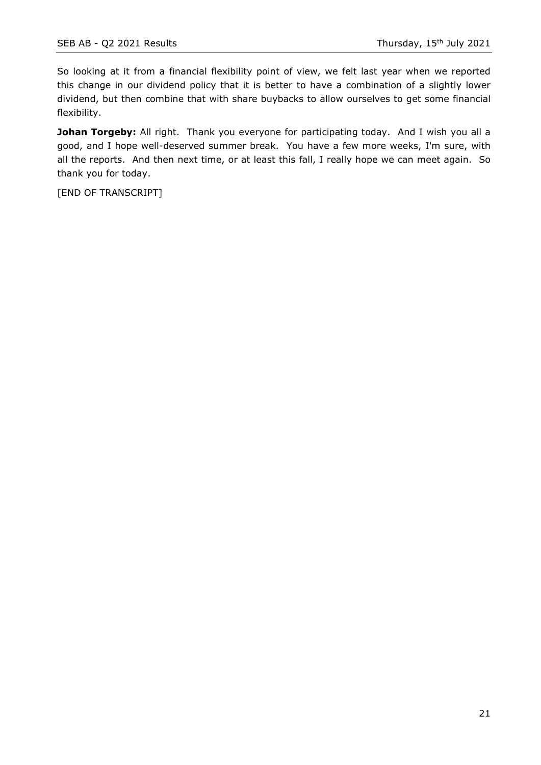So looking at it from a financial flexibility point of view, we felt last year when we reported this change in our dividend policy that it is better to have a combination of a slightly lower dividend, but then combine that with share buybacks to allow ourselves to get some financial flexibility.

**Johan Torgeby:** All right. Thank you everyone for participating today. And I wish you all a good, and I hope well-deserved summer break. You have a few more weeks, I'm sure, with all the reports. And then next time, or at least this fall, I really hope we can meet again. So thank you for today.

[END OF TRANSCRIPT]